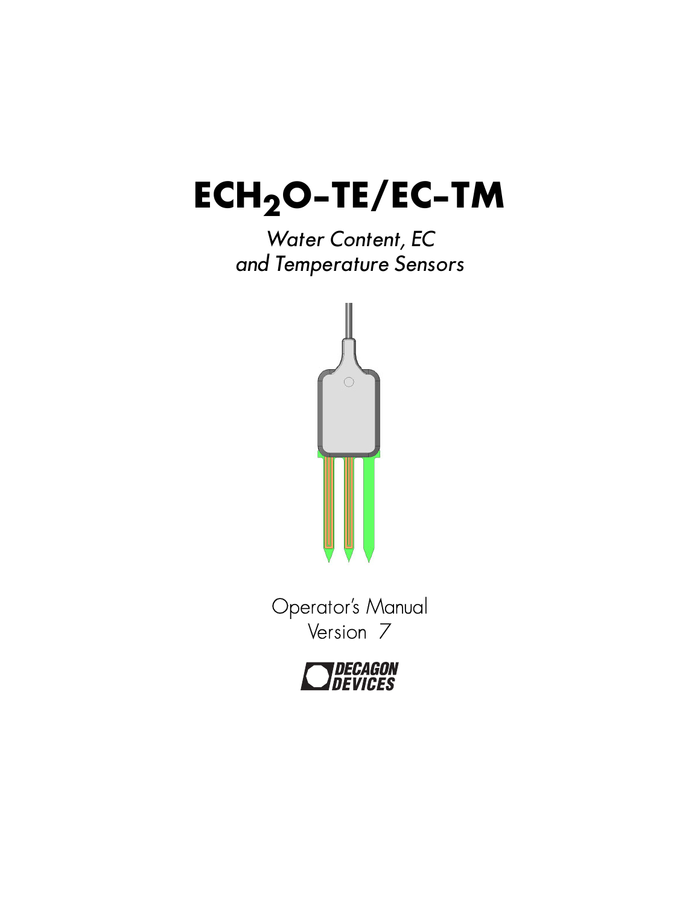# ECH$_2$O-TE/EC-TM

*Water Content, EC and Temperature Sensors*

Operator's Manual

Version 7

DECAGON DEVICES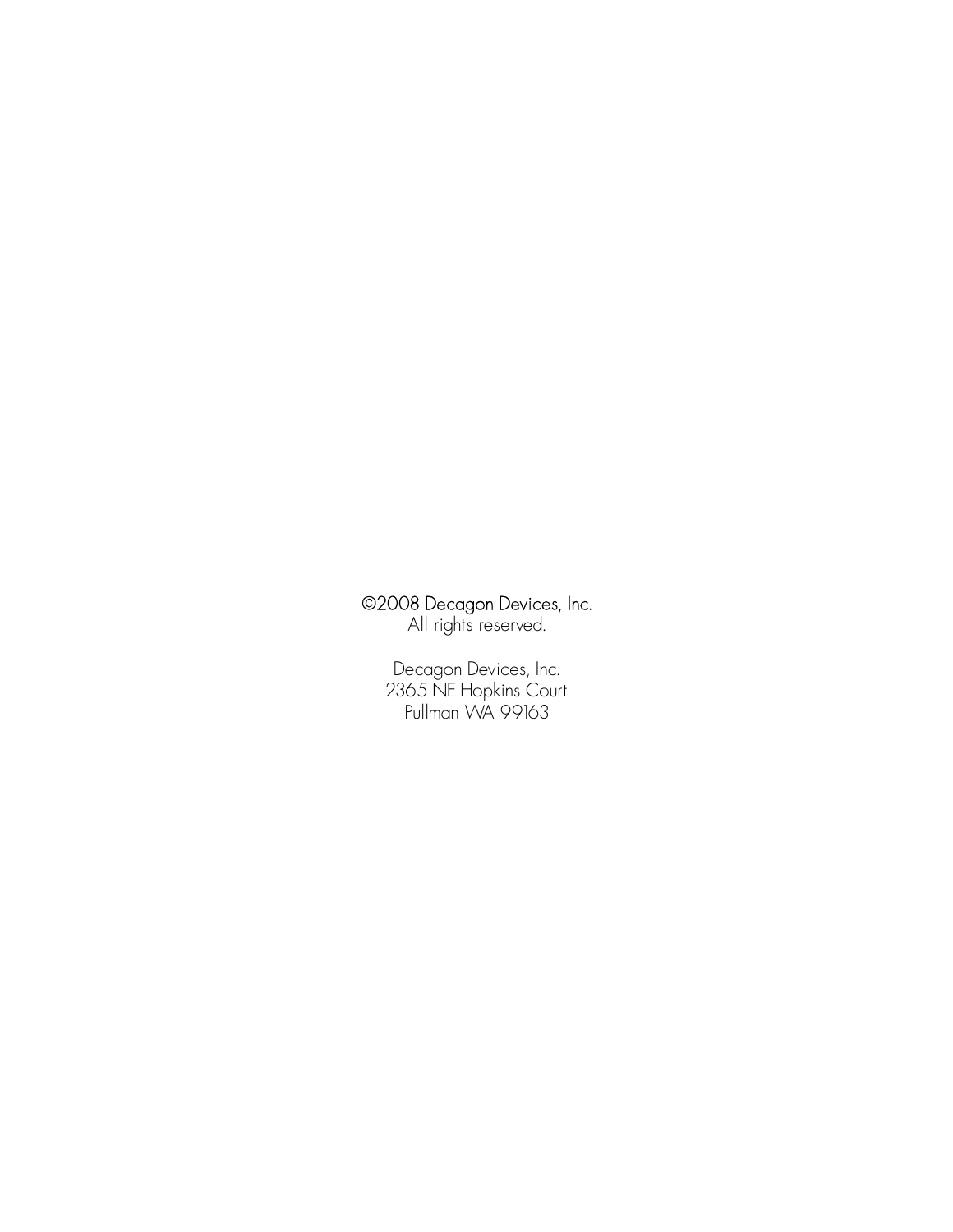©2008 Decagon Devices, Inc.
All rights reserved.

Decagon Devices, Inc.
2365 NE Hopkins Court
Pullman WA 99163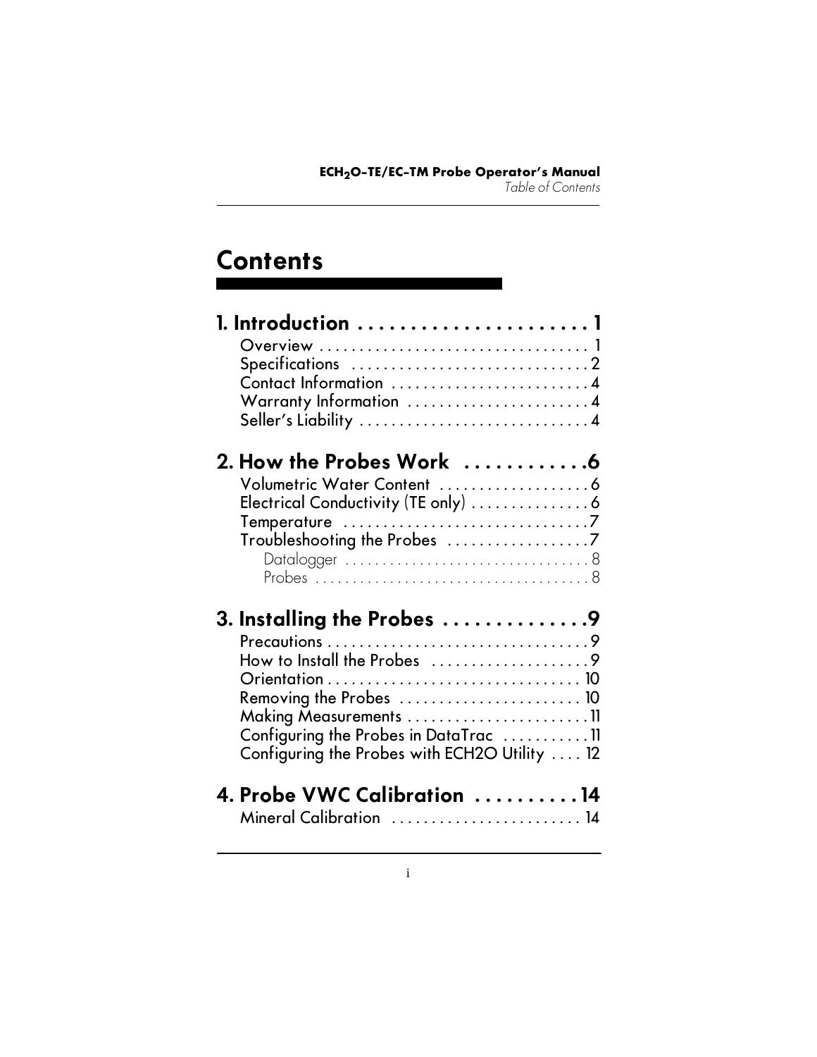# Contents

**1. Introduction . . . . . . . . . . . . . . . . . . . . . . 1**

Overview . . . . . . . . . . . . . . . . . . . . . . . . . . . . . . . . . . 1
Specifications . . . . . . . . . . . . . . . . . . . . . . . . . . . . . 2
Contact Information . . . . . . . . . . . . . . . . . . . . . . . . . 4
Warranty Information . . . . . . . . . . . . . . . . . . . . . . . 4
Seller's Liability . . . . . . . . . . . . . . . . . . . . . . . . . . . . 4

**2. How the Probes Work . . . . . . . . . . . .6**

Volumetric Water Content . . . . . . . . . . . . . . . . . . . 6
Electrical Conductivity (TE only) . . . . . . . . . . . . . . . 6
Temperature . . . . . . . . . . . . . . . . . . . . . . . . . . . . . . .7
Troubleshooting the Probes . . . . . . . . . . . . . . . . . .7
- Datalogger . . . . . . . . . . . . . . . . . . . . . . . . . . . . . . . . . 8
- Probes . . . . . . . . . . . . . . . . . . . . . . . . . . . . . . . . . . . . 8

**3. Installing the Probes . . . . . . . . . . . . . .9**

Precautions . . . . . . . . . . . . . . . . . . . . . . . . . . . . . . . . .9
How to Install the Probes . . . . . . . . . . . . . . . . . . . .9
Orientation . . . . . . . . . . . . . . . . . . . . . . . . . . . . . . . 10
Removing the Probes . . . . . . . . . . . . . . . . . . . . . . . 10
Making Measurements . . . . . . . . . . . . . . . . . . . . . . .11
Configuring the Probes in DataTrac . . . . . . . . . . .11
Configuring the Probes with ECH2O Utility . . . . 12

**4. Probe VWC Calibration . . . . . . . . . .14**

Mineral Calibration . . . . . . . . . . . . . . . . . . . . . . . . 14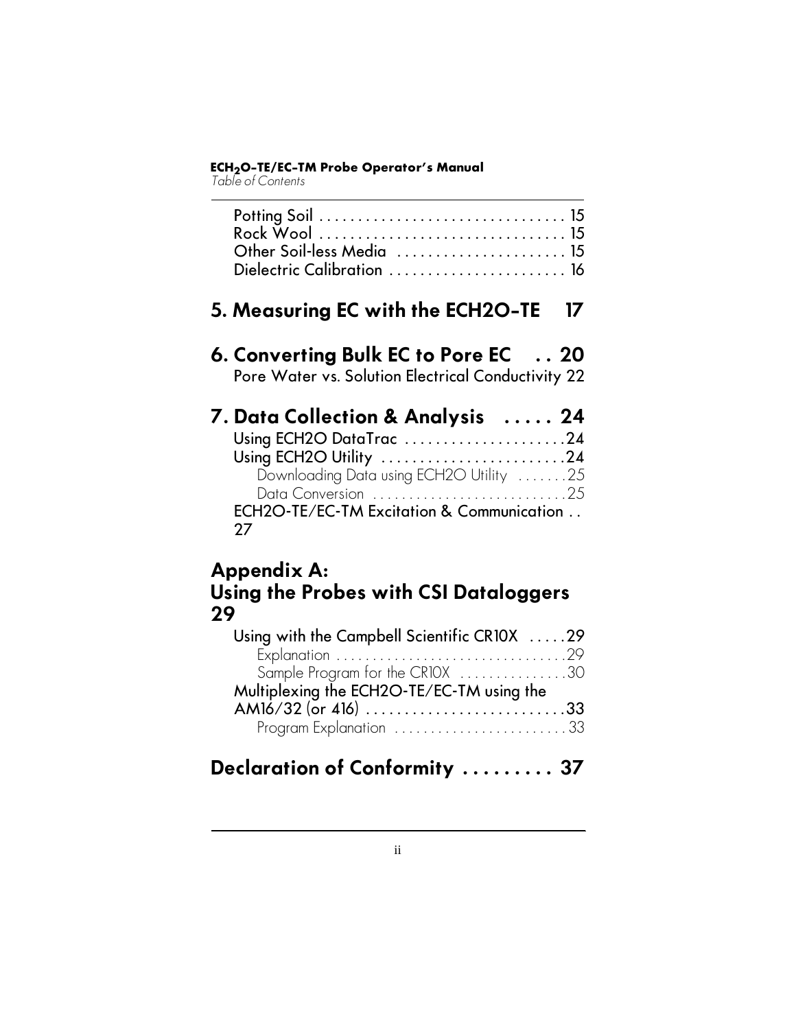Potting Soil . . . . . . . . . . . . . . . . . . . . . . . . . . . . . . . . 15
Rock Wool . . . . . . . . . . . . . . . . . . . . . . . . . . . . . . . . 15
Other Soil-less Media . . . . . . . . . . . . . . . . . . . . . . 15
Dielectric Calibration . . . . . . . . . . . . . . . . . . . . . . . 16

## 5. Measuring EC with the ECH2O-TE 17

## 6. Converting Bulk EC to Pore EC . . 20

Pore Water vs. Solution Electrical Conductivity 22

## 7. Data Collection & Analysis . . . . . 24

Using ECH2O DataTrac . . . . . . . . . . . . . . . . . . . . .24
Using ECH2O Utility . . . . . . . . . . . . . . . . . . . . . . . .24
Downloading Data using ECH2O Utility . . . . . . .25
Data Conversion . . . . . . . . . . . . . . . . . . . . . . . . . . .25
ECH2O-TE/EC-TM Excitation & Communication . . 27

## Appendix A: Using the Probes with CSI Dataloggers 29

Using with the Campbell Scientific CR10X . . . . .29
Explanation . . . . . . . . . . . . . . . . . . . . . . . . . . . . . . . .29
Sample Program for the CR10X . . . . . . . . . . . . . . .30
Multiplexing the ECH2O-TE/EC-TM using the AM16/32 (or 416) . . . . . . . . . . . . . . . . . . . . . . . . . .33
Program Explanation . . . . . . . . . . . . . . . . . . . . . . . .33

## Declaration of Conformity . . . . . . . . . 37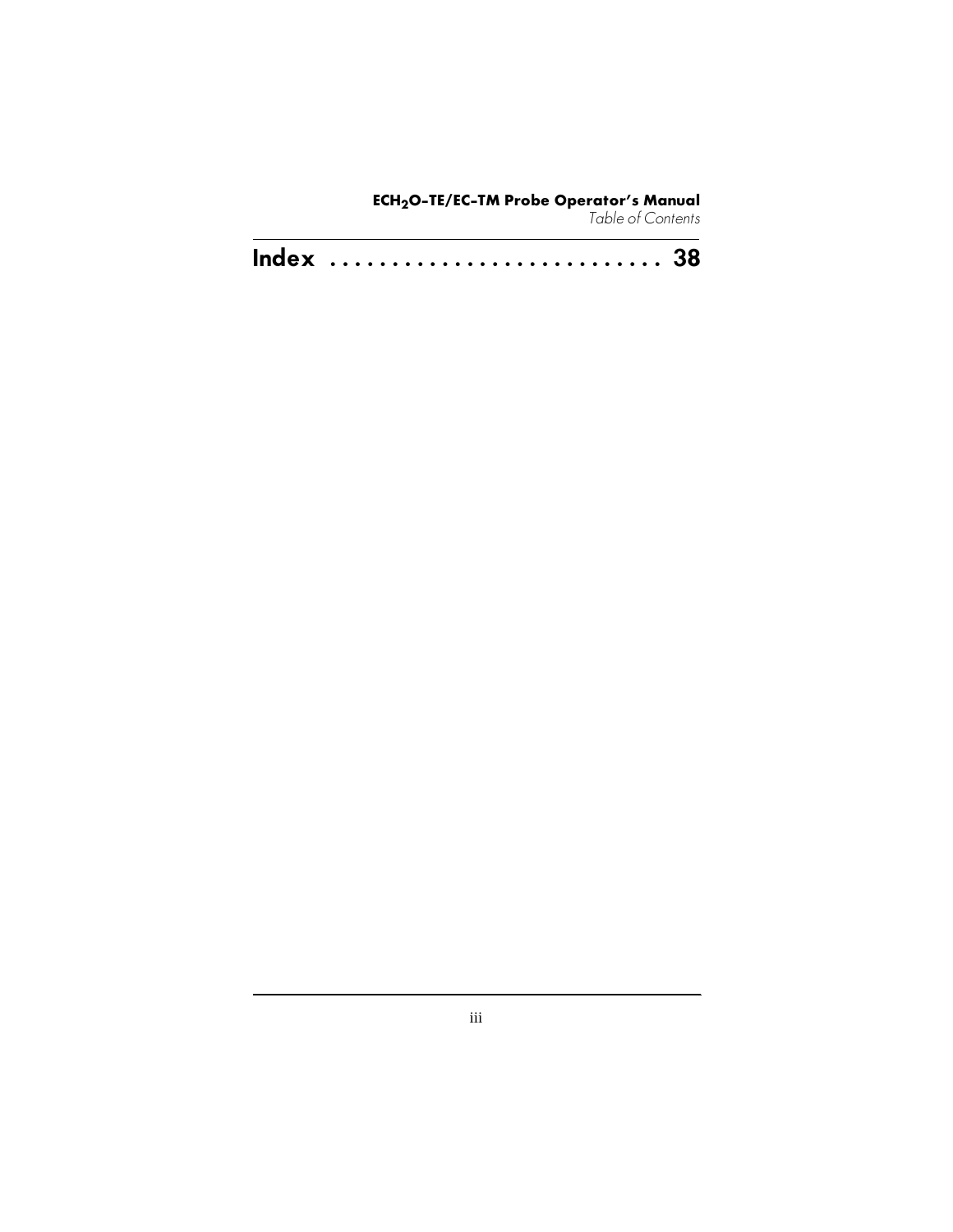# Index . . . . . . . . . . . . . . . . . . . . . . . . . . . 38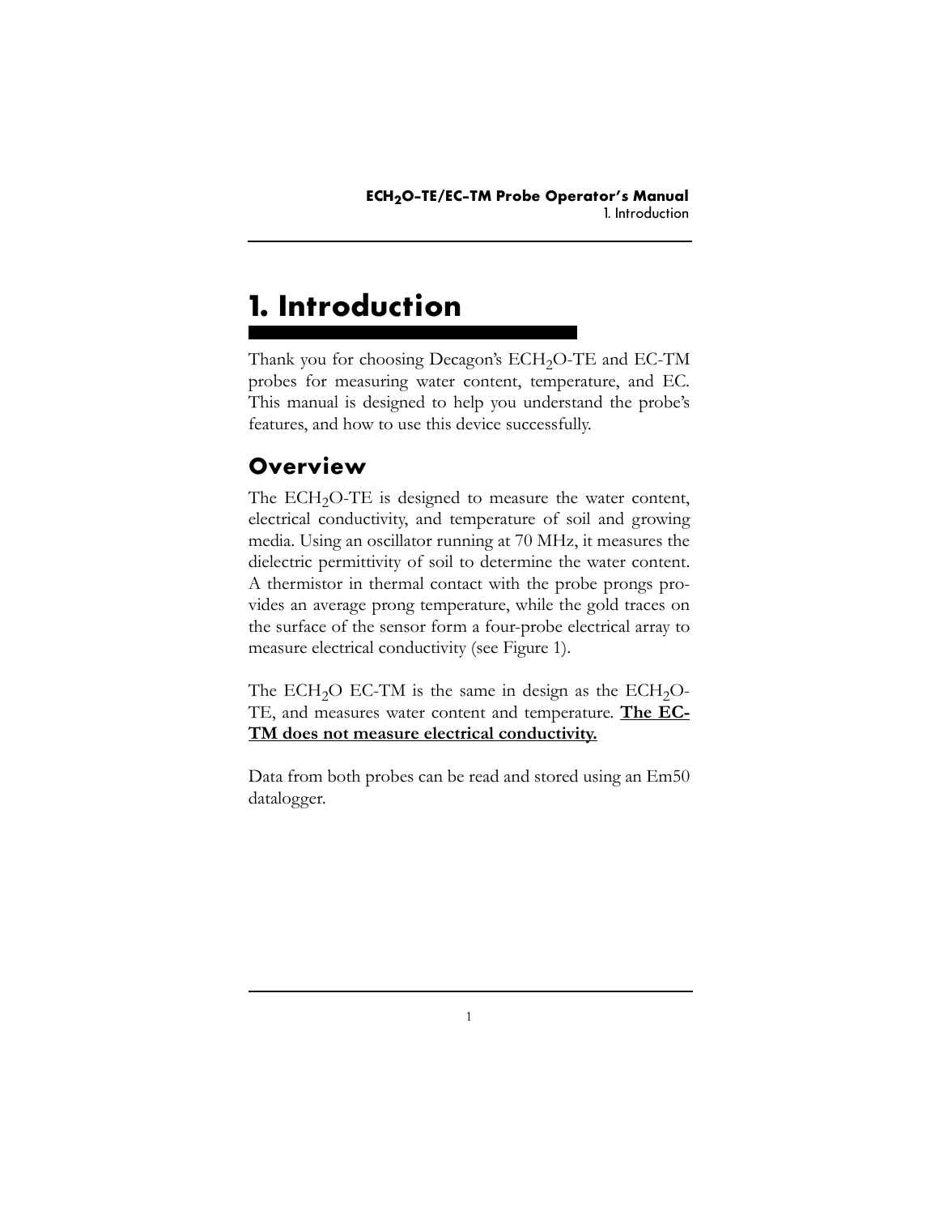# 1. Introduction

Thank you for choosing Decagon's $ECH_2O$-TE and EC-TM probes for measuring water content, temperature, and EC. This manual is designed to help you understand the probe's features, and how to use this device successfully.

## Overview

The $ECH_2O$-TE is designed to measure the water content, electrical conductivity, and temperature of soil and growing media. Using an oscillator running at 70 MHz, it measures the dielectric permittivity of soil to determine the water content. A thermistor in thermal contact with the probe prongs provides an average prong temperature, while the gold traces on the surface of the sensor form a four-probe electrical array to measure electrical conductivity (see Figure 1).

The $ECH_2O$ EC-TM is the same in design as the $ECH_2O$-TE, and measures water content and temperature. **The EC-TM does not measure electrical conductivity.**

Data from both probes can be read and stored using an Em50 datalogger.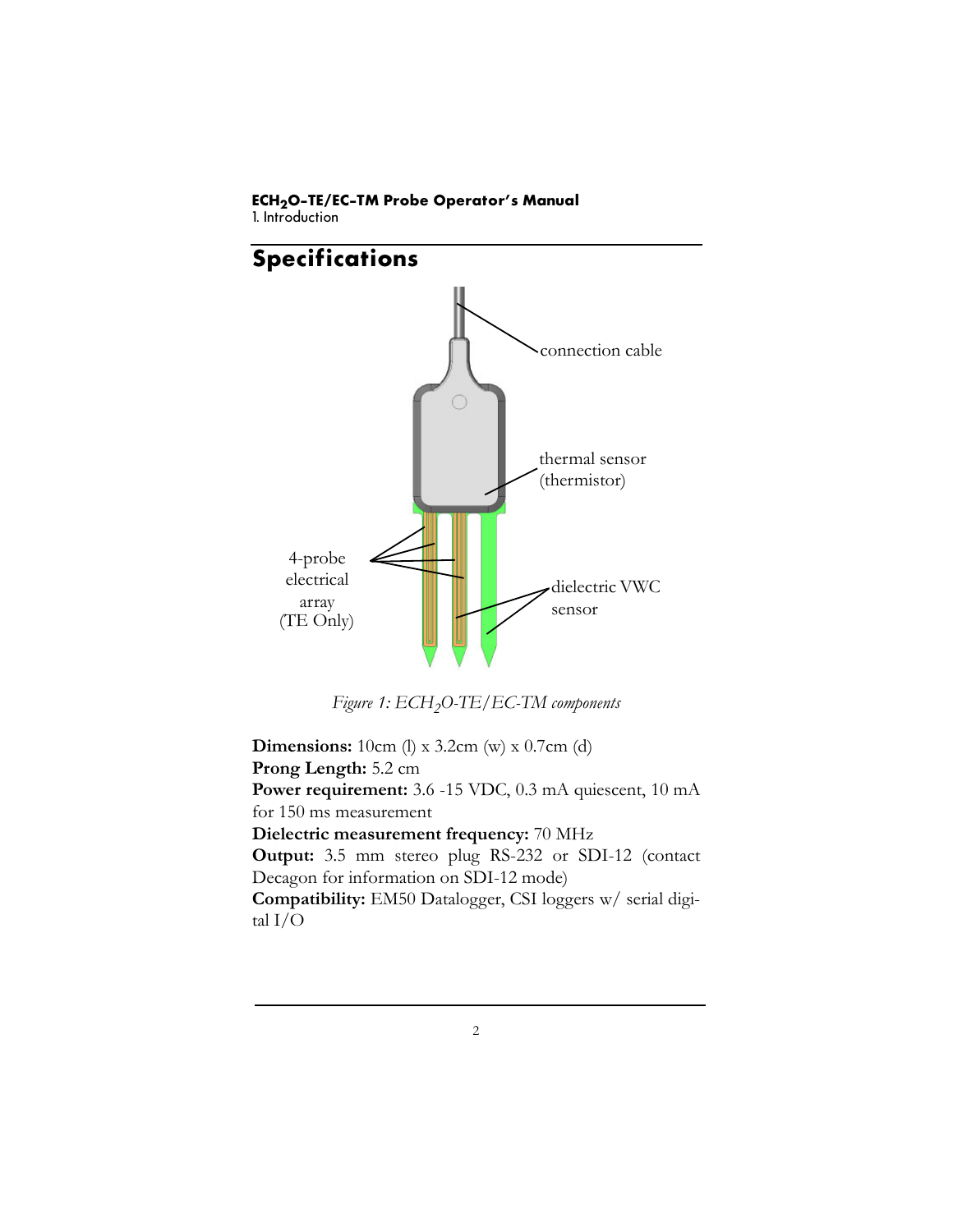## Specifications

*Figure 1: $ECH_2O$-TE/EC-TM components*

**Dimensions:** 10cm (l) x 3.2cm (w) x 0.7cm (d)
**Prong Length:** 5.2 cm
**Power requirement:** 3.6 -15 VDC, 0.3 mA quiescent, 10 mA for 150 ms measurement
**Dielectric measurement frequency:** 70 MHz
**Output:** 3.5 mm stereo plug RS-232 or SDI-12 (contact Decagon for information on SDI-12 mode)
**Compatibility:** EM50 Datalogger, CSI loggers w/ serial digital I/O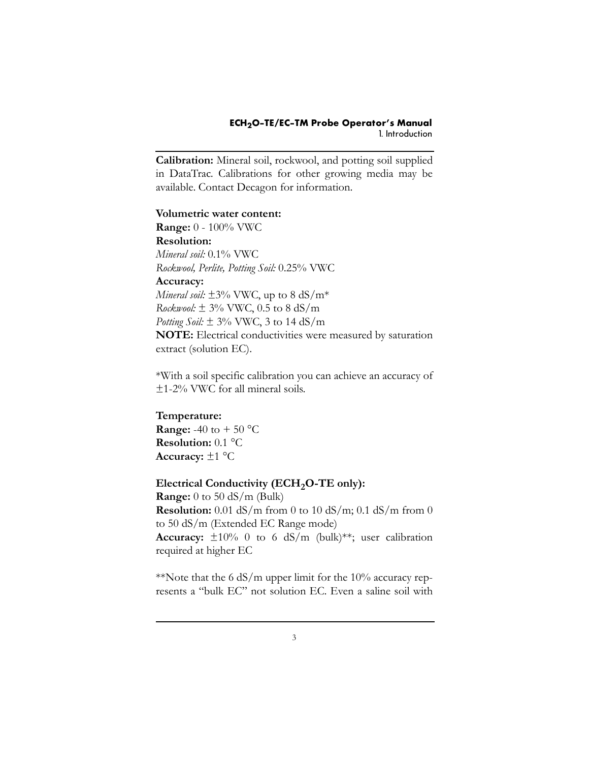**Calibration:** Mineral soil, rockwool, and potting soil supplied in DataTrac. Calibrations for other growing media may be available. Contact Decagon for information.

**Volumetric water content:**
**Range:** 0 - 100% VWC
**Resolution:**
*Mineral soil:* 0.1% VWC
*Rockwool, Perlite, Potting Soil:* 0.25% VWC
**Accuracy:**
*Mineral soil:* ±3% VWC, up to 8 dS/m*
*Rockwool:* ± 3% VWC, 0.5 to 8 dS/m
*Potting Soil:* ± 3% VWC, 3 to 14 dS/m
**NOTE:** Electrical conductivities were measured by saturation extract (solution EC).

*With a soil specific calibration you can achieve an accuracy of ±1-2% VWC for all mineral soils.

**Temperature:**
**Range:** -40 to + 50 °C
**Resolution:** 0.1 °C
**Accuracy:** ±1 °C

**Electrical Conductivity ($ECH_2O$-TE only):**
**Range:** 0 to 50 dS/m (Bulk)
**Resolution:** 0.01 dS/m from 0 to 10 dS/m; 0.1 dS/m from 0 to 50 dS/m (Extended EC Range mode)
**Accuracy:** ±10% 0 to 6 dS/m (bulk)**; user calibration required at higher EC

**Note that the 6 dS/m upper limit for the 10% accuracy represents a "bulk EC" not solution EC. Even a saline soil with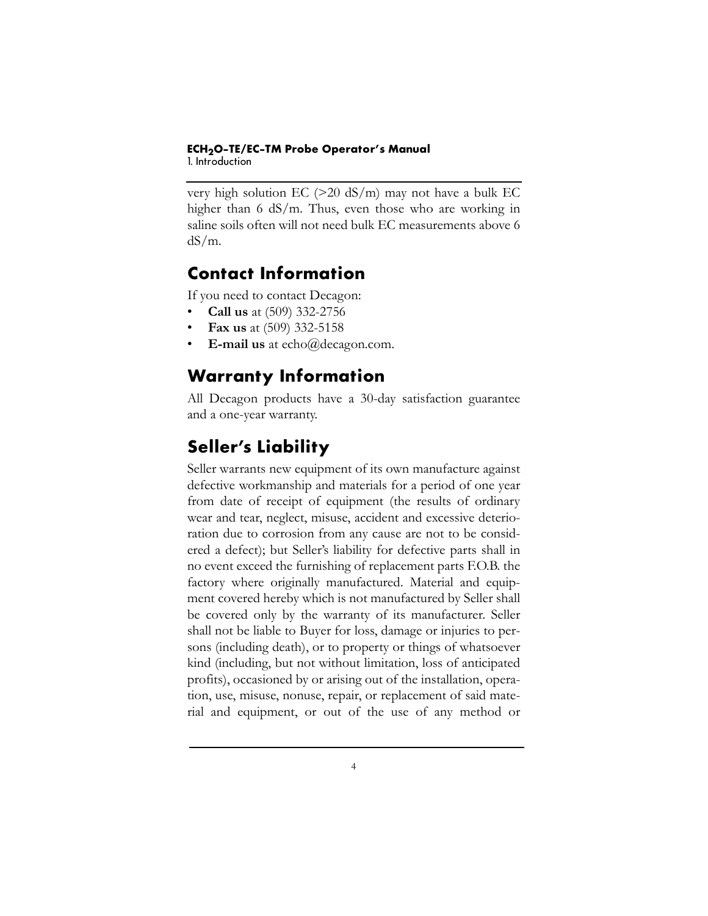very high solution EC (>20 dS/m) may not have a bulk EC higher than 6 dS/m. Thus, even those who are working in saline soils often will not need bulk EC measurements above 6 dS/m.

## Contact Information

If you need to contact Decagon:

- **Call us** at (509) 332-2756
- **Fax us** at (509) 332-5158
- **E-mail us** at echo@decagon.com.

## Warranty Information

All Decagon products have a 30-day satisfaction guarantee and a one-year warranty.

## Seller's Liability

Seller warrants new equipment of its own manufacture against defective workmanship and materials for a period of one year from date of receipt of equipment (the results of ordinary wear and tear, neglect, misuse, accident and excessive deterioration due to corrosion from any cause are not to be considered a defect); but Seller's liability for defective parts shall in no event exceed the furnishing of replacement parts F.O.B. the factory where originally manufactured. Material and equipment covered hereby which is not manufactured by Seller shall be covered only by the warranty of its manufacturer. Seller shall not be liable to Buyer for loss, damage or injuries to persons (including death), or to property or things of whatsoever kind (including, but not without limitation, loss of anticipated profits), occasioned by or arising out of the installation, operation, use, misuse, nonuse, repair, or replacement of said material and equipment, or out of the use of any method or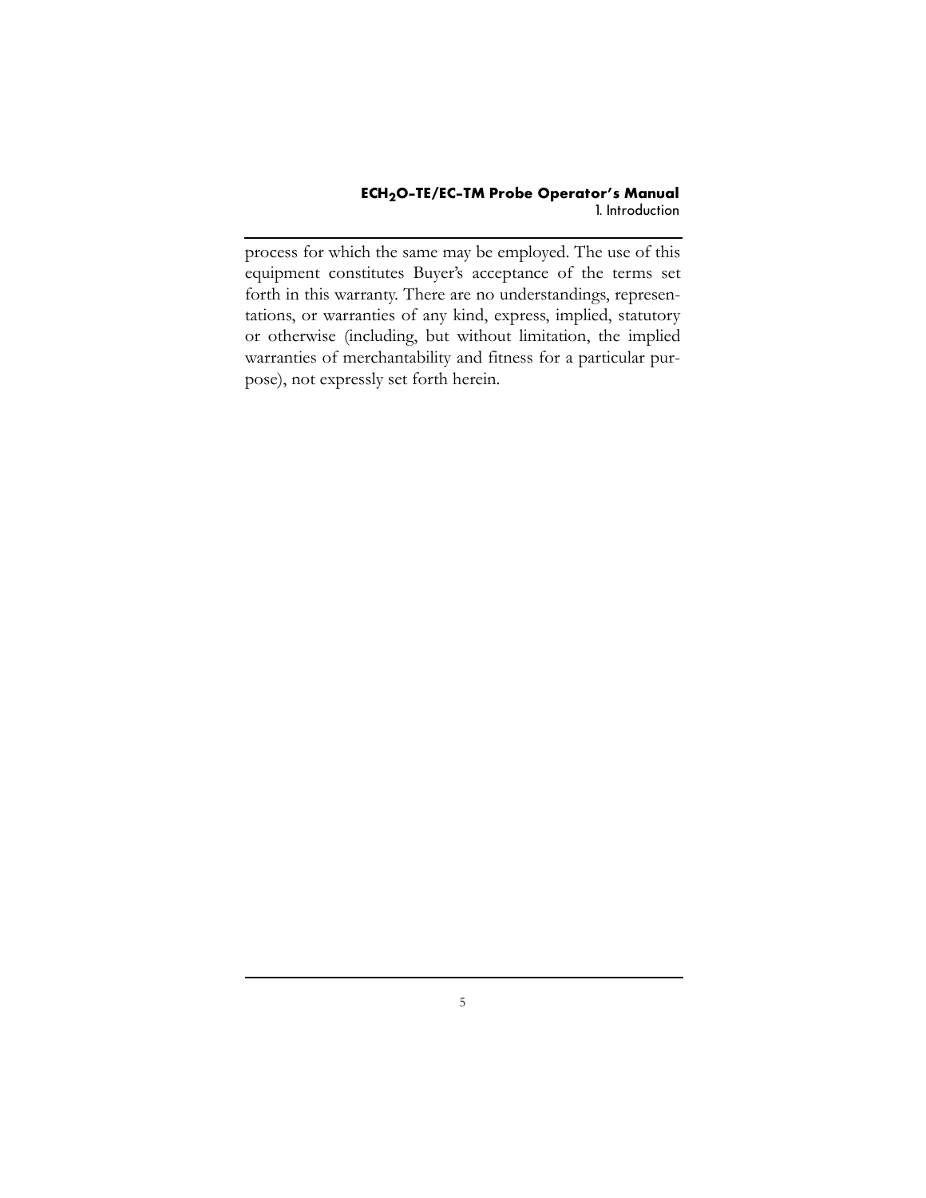process for which the same may be employed. The use of this equipment constitutes Buyer's acceptance of the terms set forth in this warranty. There are no understandings, representations, or warranties of any kind, express, implied, statutory or otherwise (including, but without limitation, the implied warranties of merchantability and fitness for a particular purpose), not expressly set forth herein.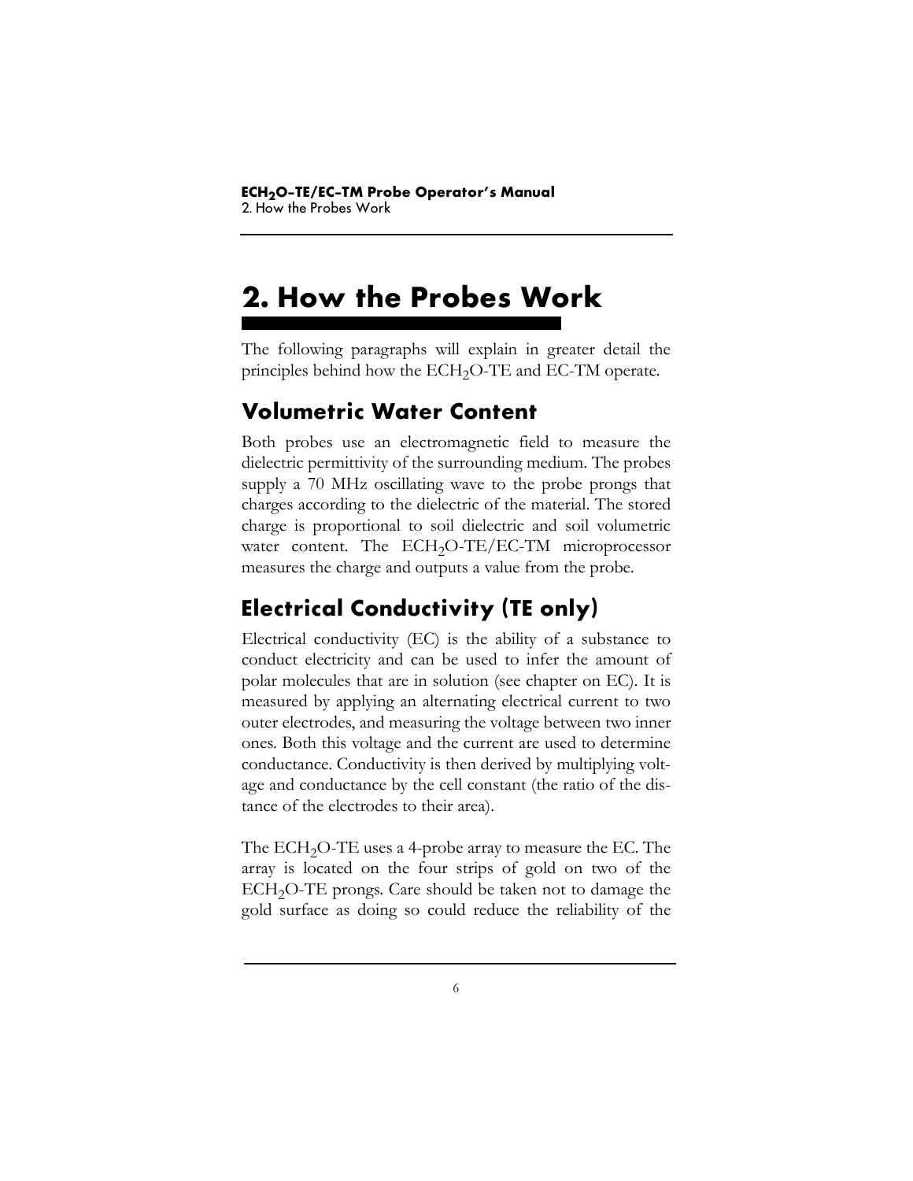# 2. How the Probes Work

The following paragraphs will explain in greater detail the principles behind how the $ECH_2O$-TE and EC-TM operate.

## Volumetric Water Content

Both probes use an electromagnetic field to measure the dielectric permittivity of the surrounding medium. The probes supply a 70 MHz oscillating wave to the probe prongs that charges according to the dielectric of the material. The stored charge is proportional to soil dielectric and soil volumetric water content. The $ECH_2O$-TE/EC-TM microprocessor measures the charge and outputs a value from the probe.

## Electrical Conductivity (TE only)

Electrical conductivity (EC) is the ability of a substance to conduct electricity and can be used to infer the amount of polar molecules that are in solution (see chapter on EC). It is measured by applying an alternating electrical current to two outer electrodes, and measuring the voltage between two inner ones. Both this voltage and the current are used to determine conductance. Conductivity is then derived by multiplying voltage and conductance by the cell constant (the ratio of the distance of the electrodes to their area).

The $ECH_2O$-TE uses a 4-probe array to measure the EC. The array is located on the four strips of gold on two of the $ECH_2O$-TE prongs. Care should be taken not to damage the gold surface as doing so could reduce the reliability of the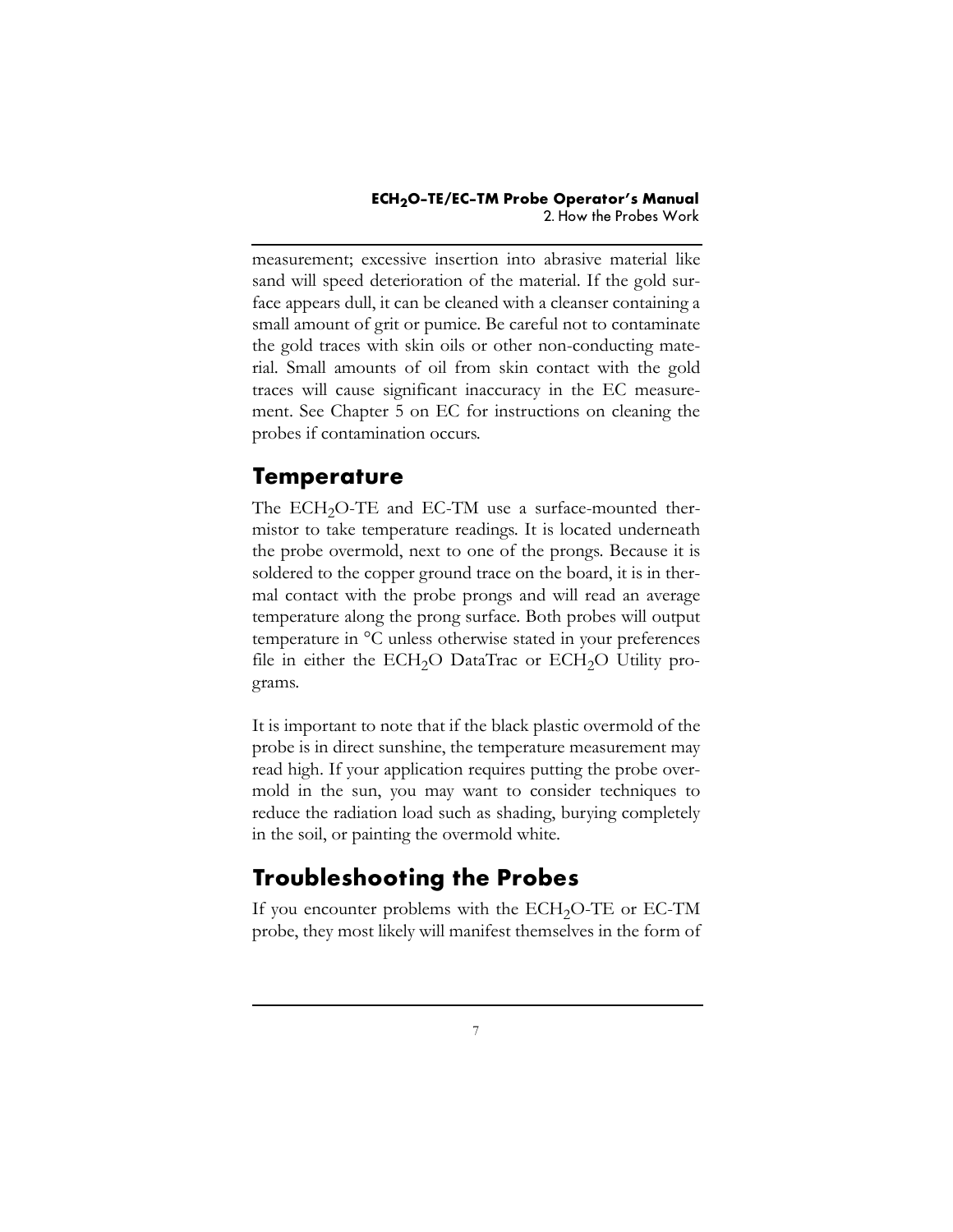measurement; excessive insertion into abrasive material like sand will speed deterioration of the material. If the gold surface appears dull, it can be cleaned with a cleanser containing a small amount of grit or pumice. Be careful not to contaminate the gold traces with skin oils or other non-conducting material. Small amounts of oil from skin contact with the gold traces will cause significant inaccuracy in the EC measurement. See Chapter 5 on EC for instructions on cleaning the probes if contamination occurs.

## Temperature

The ECH$_2$O-TE and EC-TM use a surface-mounted thermistor to take temperature readings. It is located underneath the probe overmold, next to one of the prongs. Because it is soldered to the copper ground trace on the board, it is in thermal contact with the probe prongs and will read an average temperature along the prong surface. Both probes will output temperature in °C unless otherwise stated in your preferences file in either the ECH$_2$O DataTrac or ECH$_2$O Utility programs.

It is important to note that if the black plastic overmold of the probe is in direct sunshine, the temperature measurement may read high. If your application requires putting the probe overmold in the sun, you may want to consider techniques to reduce the radiation load such as shading, burying completely in the soil, or painting the overmold white.

## Troubleshooting the Probes

If you encounter problems with the ECH$_2$O-TE or EC-TM probe, they most likely will manifest themselves in the form of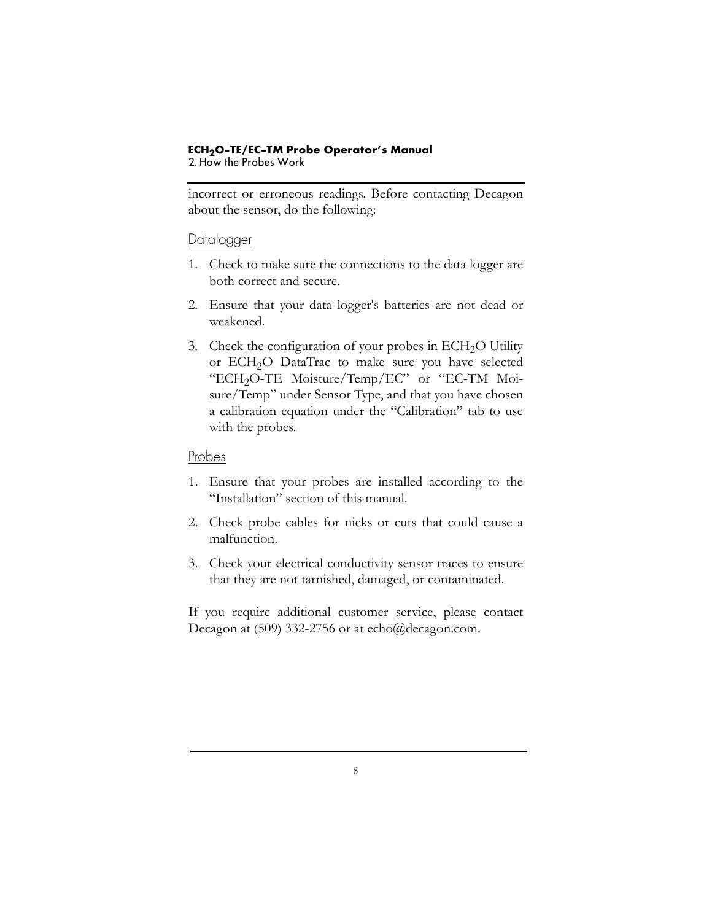incorrect or erroneous readings. Before contacting Decagon about the sensor, do the following:

### Datalogger

1. Check to make sure the connections to the data logger are both correct and secure.
2. Ensure that your data logger's batteries are not dead or weakened.
3. Check the configuration of your probes in $ECH_2O$ Utility or $ECH_2O$ DataTrac to make sure you have selected "$ECH_2O$-TE Moisture/Temp/EC" or "EC-TM Moisure/Temp" under Sensor Type, and that you have chosen a calibration equation under the "Calibration" tab to use with the probes.

### Probes

1. Ensure that your probes are installed according to the "Installation" section of this manual.
2. Check probe cables for nicks or cuts that could cause a malfunction.
3. Check your electrical conductivity sensor traces to ensure that they are not tarnished, damaged, or contaminated.

If you require additional customer service, please contact Decagon at (509) 332-2756 or at echo@decagon.com.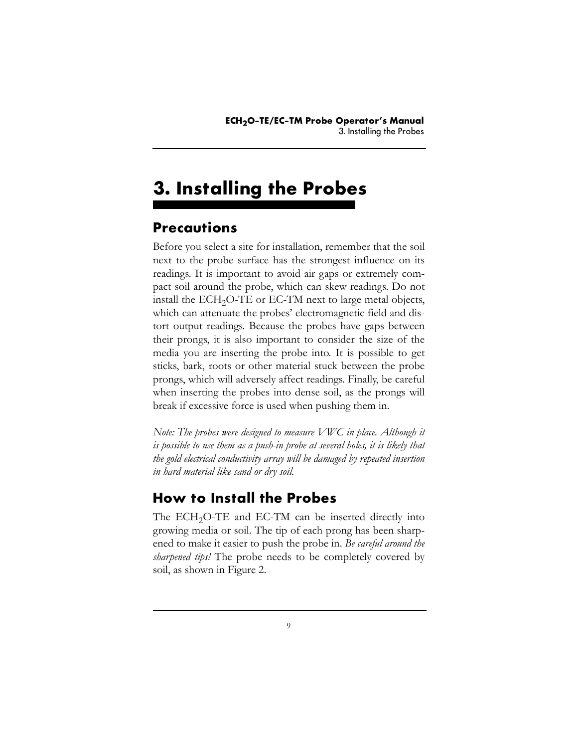# 3. Installing the Probes

## Precautions

Before you select a site for installation, remember that the soil next to the probe surface has the strongest influence on its readings. It is important to avoid air gaps or extremely compact soil around the probe, which can skew readings. Do not install the $ECH_2O$-TE or EC-TM next to large metal objects, which can attenuate the probes' electromagnetic field and distort output readings. Because the probes have gaps between their prongs, it is also important to consider the size of the media you are inserting the probe into. It is possible to get sticks, bark, roots or other material stuck between the probe prongs, which will adversely affect readings. Finally, be careful when inserting the probes into dense soil, as the prongs will break if excessive force is used when pushing them in.

*Note: The probes were designed to measure VWC in place. Although it is possible to use them as a push-in probe at several holes, it is likely that the gold electrical conductivity array will be damaged by repeated insertion in hard material like sand or dry soil.*

## How to Install the Probes

The $ECH_2O$-TE and EC-TM can be inserted directly into growing media or soil. The tip of each prong has been sharpened to make it easier to push the probe in. *Be careful around the sharpened tips!* The probe needs to be completely covered by soil, as shown in Figure 2.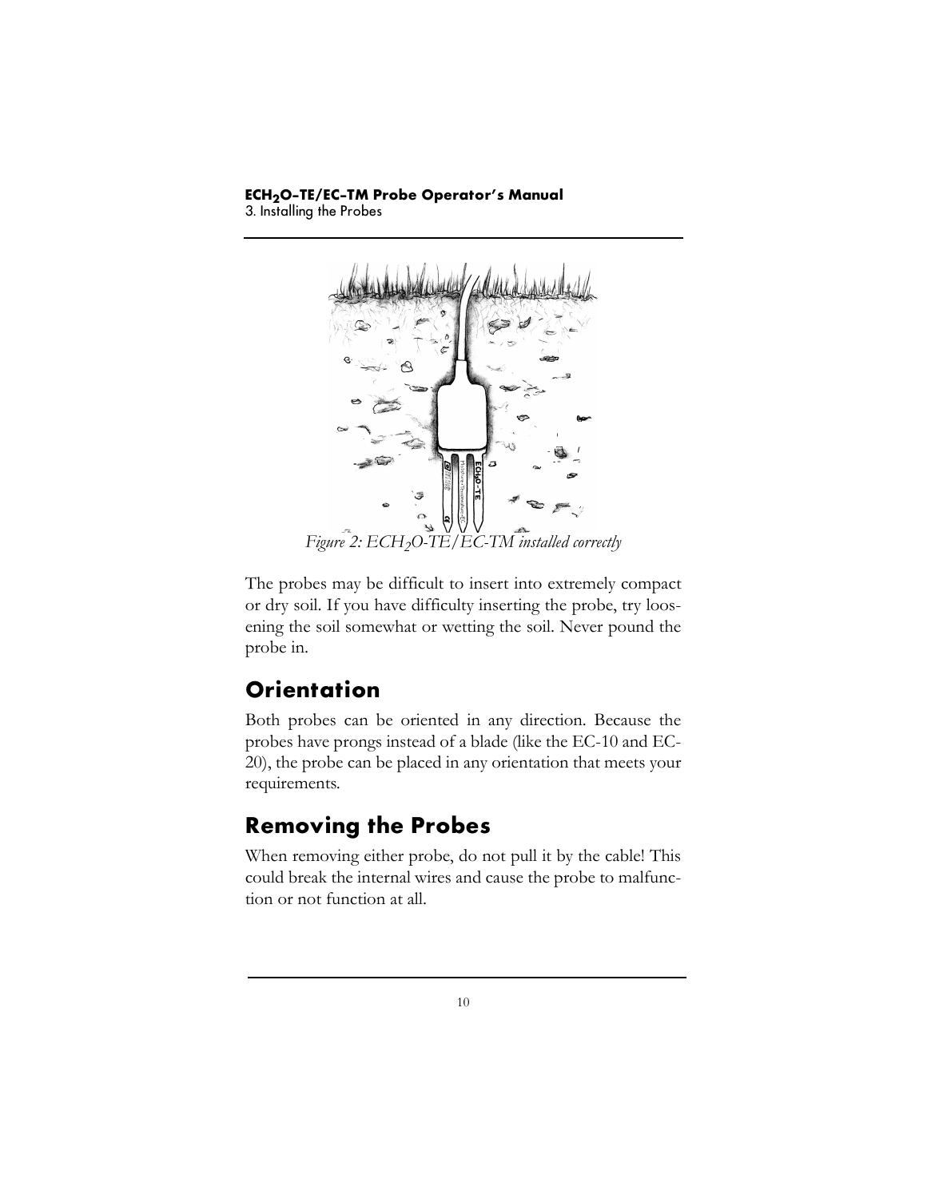*Figure 2: $ECH_2O$-TE/EC-TM installed correctly*

The probes may be difficult to insert into extremely compact or dry soil. If you have difficulty inserting the probe, try loosening the soil somewhat or wetting the soil. Never pound the probe in.

## Orientation

Both probes can be oriented in any direction. Because the probes have prongs instead of a blade (like the EC-10 and EC-20), the probe can be placed in any orientation that meets your requirements.

## Removing the Probes

When removing either probe, do not pull it by the cable! This could break the internal wires and cause the probe to malfunction or not function at all.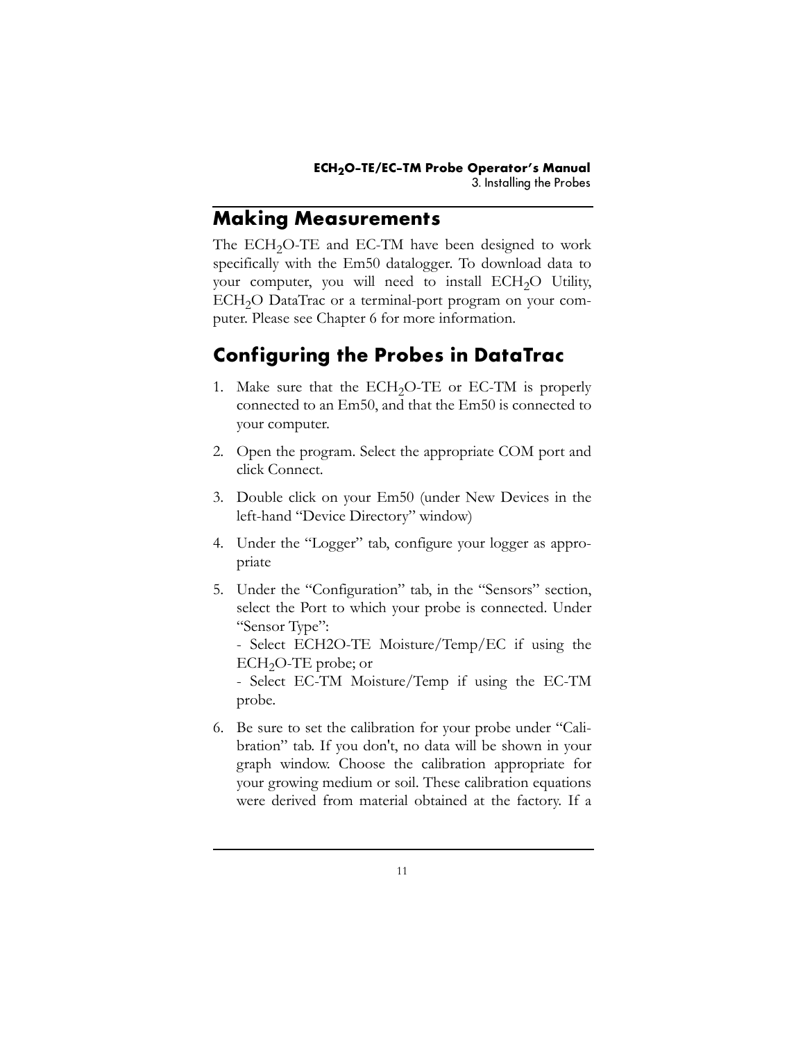## Making Measurements

The $ECH_2O$-TE and EC-TM have been designed to work specifically with the Em50 datalogger. To download data to your computer, you will need to install $ECH_2O$ Utility, $ECH_2O$ DataTrac or a terminal-port program on your computer. Please see Chapter 6 for more information.

## Configuring the Probes in DataTrac

1. Make sure that the $ECH_2O$-TE or EC-TM is properly connected to an Em50, and that the Em50 is connected to your computer.

2. Open the program. Select the appropriate COM port and click Connect.

3. Double click on your Em50 (under New Devices in the left-hand "Device Directory" window)

4. Under the "Logger" tab, configure your logger as appropriate

5. Under the "Configuration" tab, in the "Sensors" section, select the Port to which your probe is connected. Under "Sensor Type":

   - Select ECH2O-TE Moisture/Temp/EC if using the $ECH_2O$-TE probe; or

   - Select EC-TM Moisture/Temp if using the EC-TM probe.

6. Be sure to set the calibration for your probe under "Calibration" tab. If you don't, no data will be shown in your graph window. Choose the calibration appropriate for your growing medium or soil. These calibration equations were derived from material obtained at the factory. If a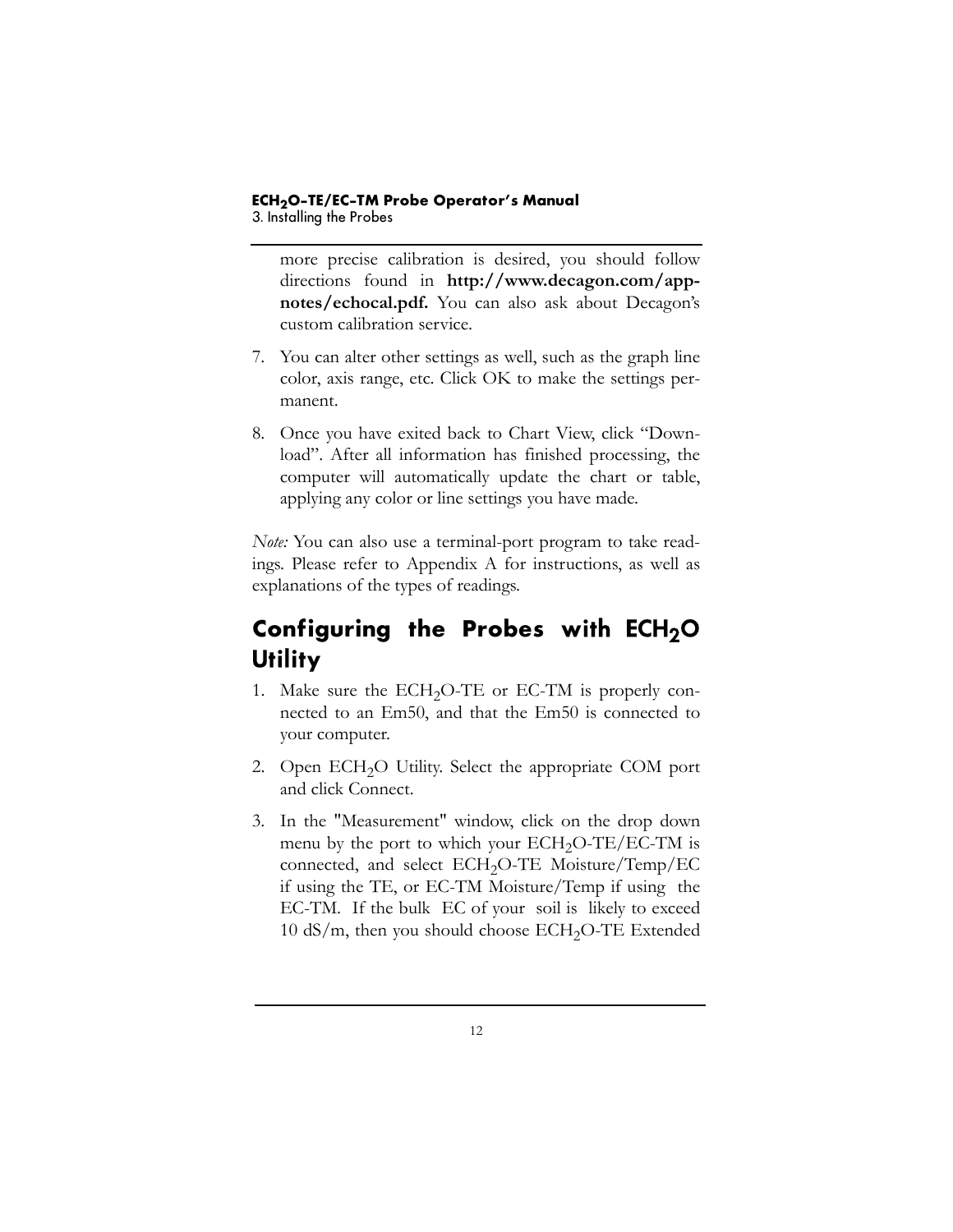more precise calibration is desired, you should follow directions found in **http://www.decagon.com/appnotes/echocal.pdf.** You can also ask about Decagon's custom calibration service.

7. You can alter other settings as well, such as the graph line color, axis range, etc. Click OK to make the settings permanent.

8. Once you have exited back to Chart View, click "Download". After all information has finished processing, the computer will automatically update the chart or table, applying any color or line settings you have made.

*Note:* You can also use a terminal-port program to take readings. Please refer to Appendix A for instructions, as well as explanations of the types of readings.

## Configuring the Probes with $ECH_2O$ Utility

1. Make sure the $ECH_2O$-TE or EC-TM is properly connected to an Em50, and that the Em50 is connected to your computer.

2. Open $ECH_2O$ Utility. Select the appropriate COM port and click Connect.

3. In the "Measurement" window, click on the drop down menu by the port to which your $ECH_2O$-TE/EC-TM is connected, and select $ECH_2O$-TE Moisture/Temp/EC if using the TE, or EC-TM Moisture/Temp if using the EC-TM. If the bulk EC of your soil is likely to exceed 10 dS/m, then you should choose $ECH_2O$-TE Extended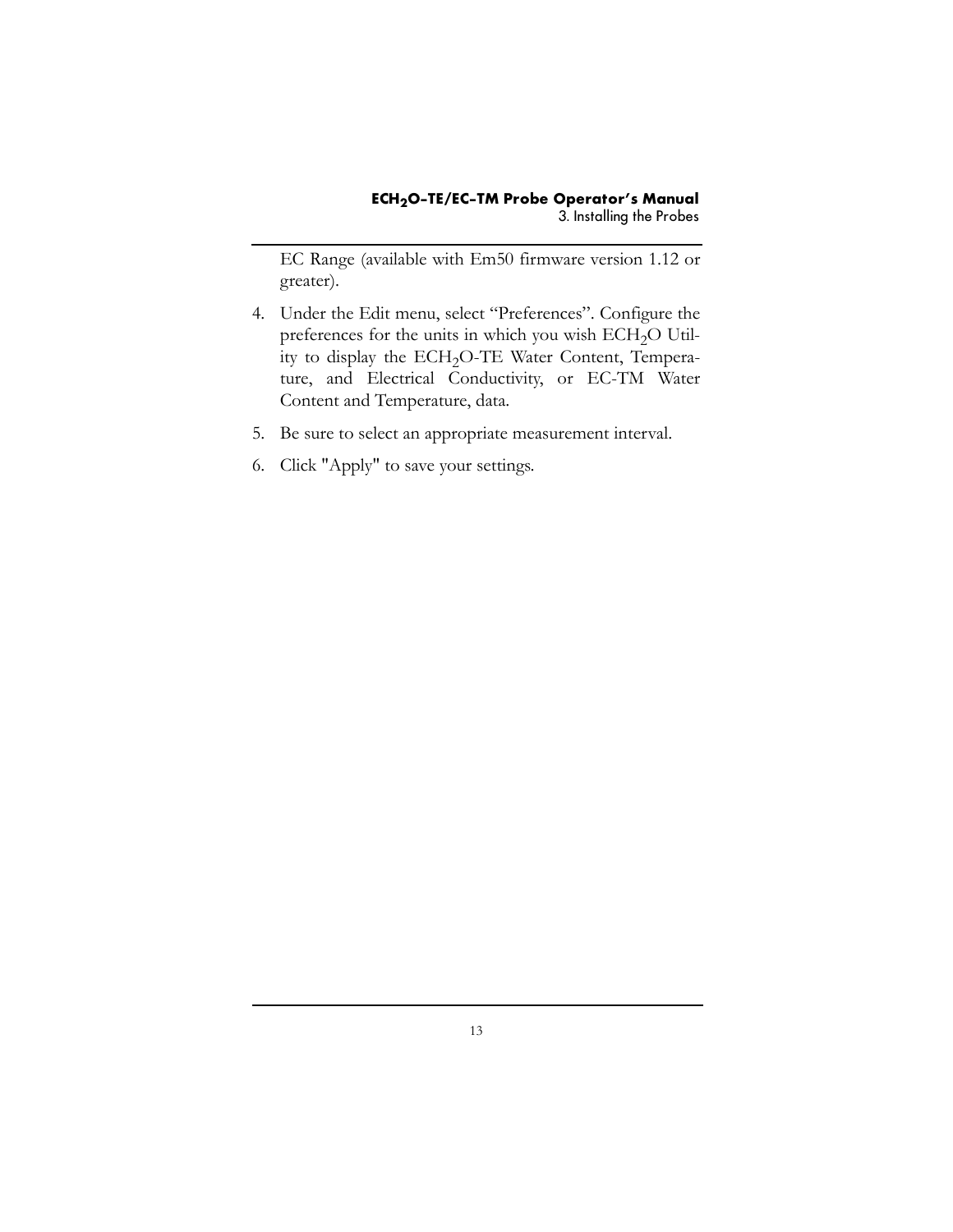EC Range (available with Em50 firmware version 1.12 or greater).

4. Under the Edit menu, select “Preferences”. Configure the preferences for the units in which you wish $ECH_2O$ Utility to display the $ECH_2O$-TE Water Content, Temperature, and Electrical Conductivity, or EC-TM Water Content and Temperature, data.

5. Be sure to select an appropriate measurement interval.

6. Click "Apply" to save your settings.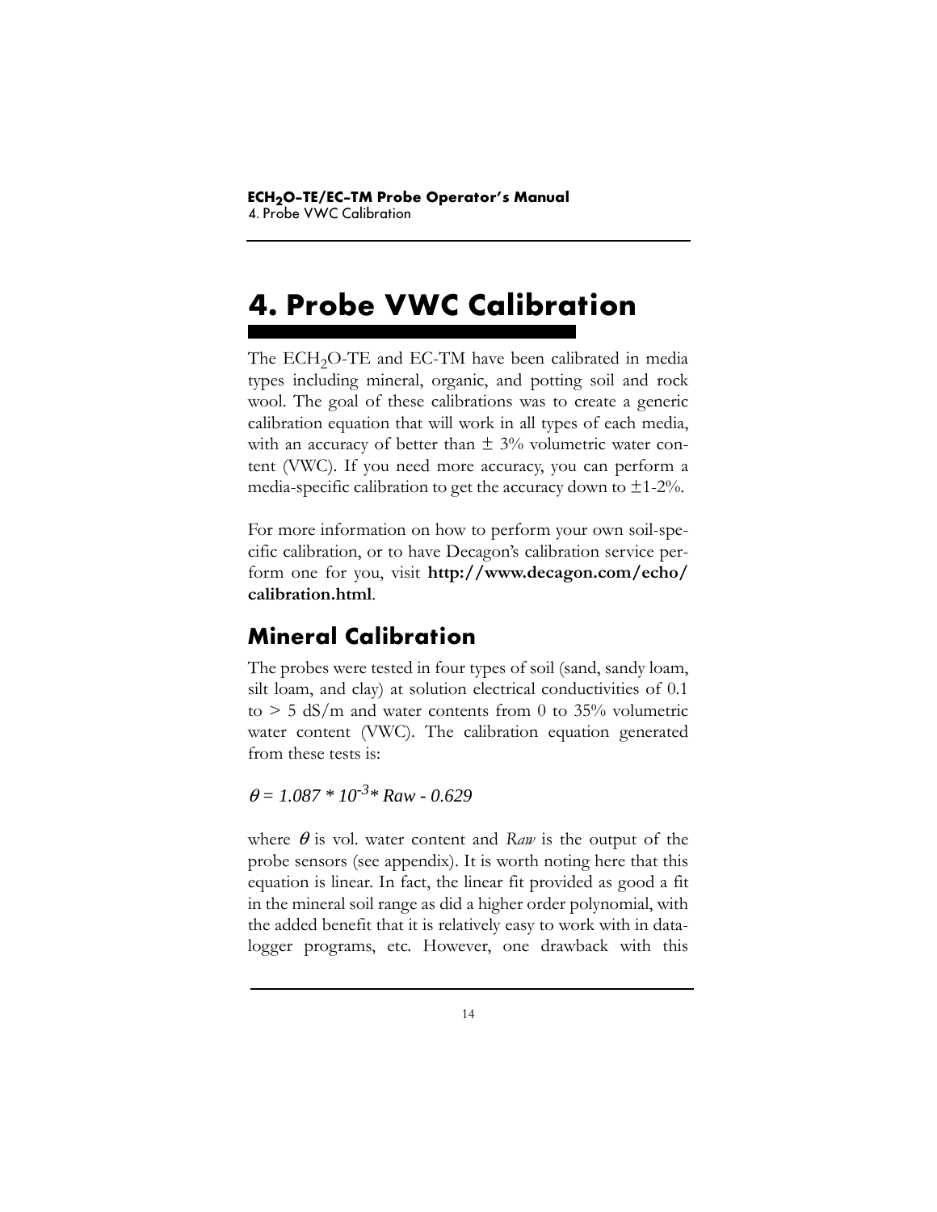# 4. Probe VWC Calibration

The $ECH_2O$-TE and EC-TM have been calibrated in media types including mineral, organic, and potting soil and rock wool. The goal of these calibrations was to create a generic calibration equation that will work in all types of each media, with an accuracy of better than ± 3% volumetric water content (VWC). If you need more accuracy, you can perform a media-specific calibration to get the accuracy down to ±1-2%.

For more information on how to perform your own soil-specific calibration, or to have Decagon's calibration service perform one for you, visit **http://www.decagon.com/echo/calibration.html**.

## Mineral Calibration

The probes were tested in four types of soil (sand, sandy loam, silt loam, and clay) at solution electrical conductivities of 0.1 to > 5 dS/m and water contents from 0 to 35% volumetric water content (VWC). The calibration equation generated from these tests is:

$$\theta = 1.087 * 10^{-3} * Raw - 0.629$$

where $\theta$ is vol. water content and *Raw* is the output of the probe sensors (see appendix). It is worth noting here that this equation is linear. In fact, the linear fit provided as good a fit in the mineral soil range as did a higher order polynomial, with the added benefit that it is relatively easy to work with in datalogger programs, etc. However, one drawback with this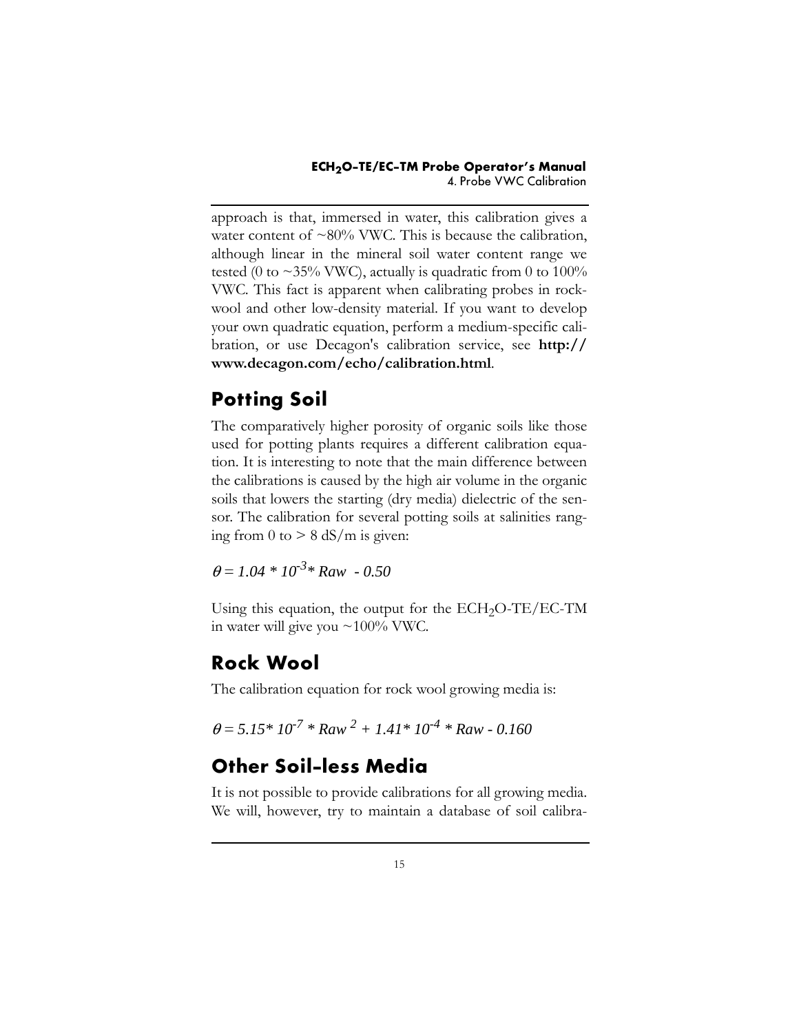approach is that, immersed in water, this calibration gives a water content of ~80% VWC. This is because the calibration, although linear in the mineral soil water content range we tested (0 to ~35% VWC), actually is quadratic from 0 to 100% VWC. This fact is apparent when calibrating probes in rock-wool and other low-density material. If you want to develop your own quadratic equation, perform a medium-specific calibration, or use Decagon's calibration service, see **http://www.decagon.com/echo/calibration.html**.

## Potting Soil

The comparatively higher porosity of organic soils like those used for potting plants requires a different calibration equation. It is interesting to note that the main difference between the calibrations is caused by the high air volume in the organic soils that lowers the starting (dry media) dielectric of the sensor. The calibration for several potting soils at salinities ranging from 0 to > 8 dS/m is given:

$$\theta = 1.04 * 10^{-3} * Raw - 0.50$$

Using this equation, the output for the $ECH_2O$-TE/EC-TM in water will give you ~100% VWC.

## Rock Wool

The calibration equation for rock wool growing media is:

$$\theta = 5.15 * 10^{-7} * Raw^2 + 1.41 * 10^{-4} * Raw - 0.160$$

## Other Soil-less Media

It is not possible to provide calibrations for all growing media. We will, however, try to maintain a database of soil calibra-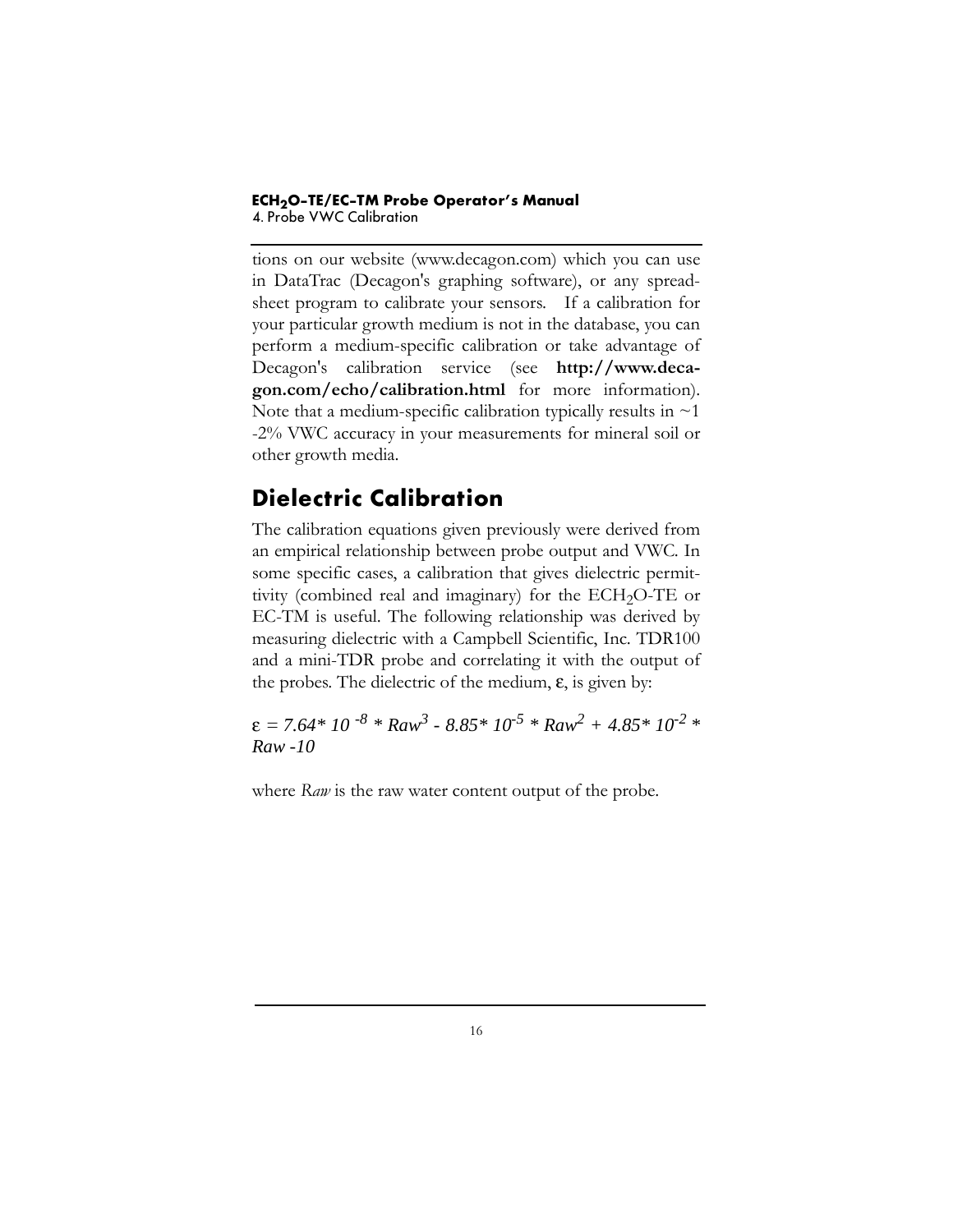tions on our website (www.decagon.com) which you can use in DataTrac (Decagon's graphing software), or any spreadsheet program to calibrate your sensors. If a calibration for your particular growth medium is not in the database, you can perform a medium-specific calibration or take advantage of Decagon's calibration service (see **http://www.decagon.com/echo/calibration.html** for more information). Note that a medium-specific calibration typically results in ~1 -2% VWC accuracy in your measurements for mineral soil or other growth media.

## Dielectric Calibration

The calibration equations given previously were derived from an empirical relationship between probe output and VWC. In some specific cases, a calibration that gives dielectric permittivity (combined real and imaginary) for the $ECH_2O$-TE or EC-TM is useful. The following relationship was derived by measuring dielectric with a Campbell Scientific, Inc. TDR100 and a mini-TDR probe and correlating it with the output of the probes. The dielectric of the medium, $\varepsilon$, is given by:

$$\varepsilon = 7.64 * 10^{-8} * Raw^3 - 8.85 * 10^{-5} * Raw^2 + 4.85 * 10^{-2} * Raw - 10$$

where *Raw* is the raw water content output of the probe.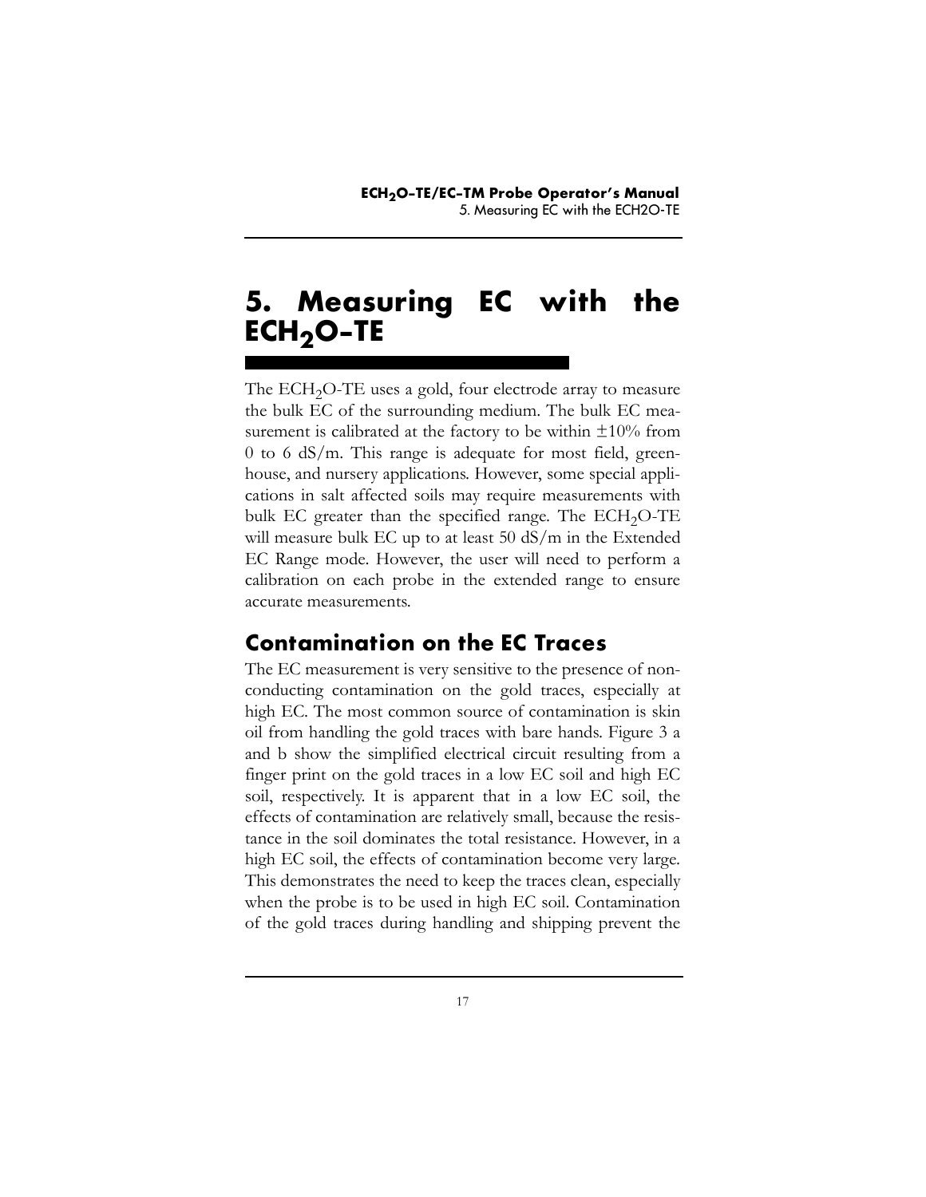# 5. Measuring EC with the $ECH_2O$-TE

The $ECH_2O$-TE uses a gold, four electrode array to measure the bulk EC of the surrounding medium. The bulk EC measurement is calibrated at the factory to be within ±10% from 0 to 6 dS/m. This range is adequate for most field, greenhouse, and nursery applications. However, some special applications in salt affected soils may require measurements with bulk EC greater than the specified range. The $ECH_2O$-TE will measure bulk EC up to at least 50 dS/m in the Extended EC Range mode. However, the user will need to perform a calibration on each probe in the extended range to ensure accurate measurements.

## Contamination on the EC Traces

The EC measurement is very sensitive to the presence of nonconducting contamination on the gold traces, especially at high EC. The most common source of contamination is skin oil from handling the gold traces with bare hands. Figure 3 a and b show the simplified electrical circuit resulting from a finger print on the gold traces in a low EC soil and high EC soil, respectively. It is apparent that in a low EC soil, the effects of contamination are relatively small, because the resistance in the soil dominates the total resistance. However, in a high EC soil, the effects of contamination become very large. This demonstrates the need to keep the traces clean, especially when the probe is to be used in high EC soil. Contamination of the gold traces during handling and shipping prevent the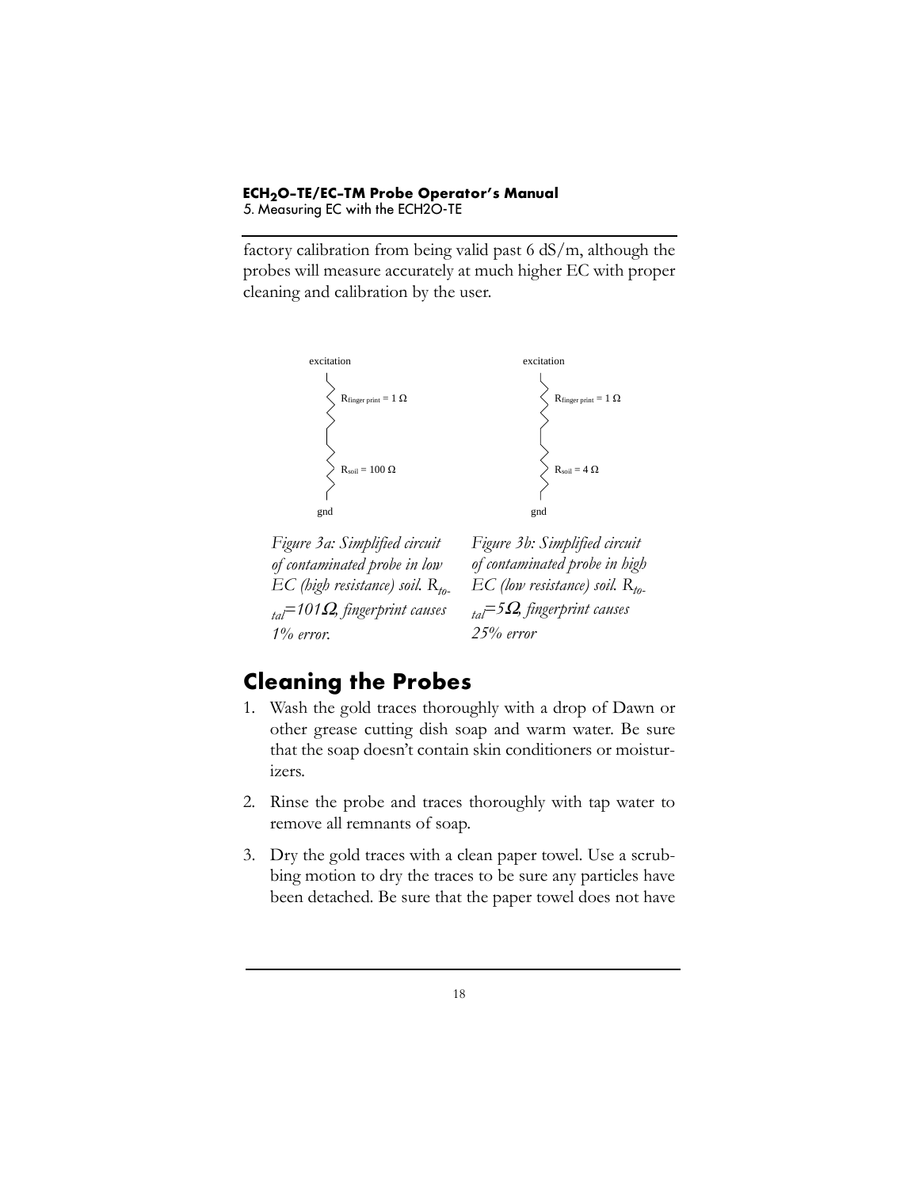factory calibration from being valid past 6 dS/m, although the probes will measure accurately at much higher EC with proper cleaning and calibration by the user.

excitation

$R_{finger\ print} = 1\ \Omega$

$R_{soil} = 100\ \Omega$

gnd

*Figure 3a: Simplified circuit of contaminated probe in low EC (high resistance) soil. $R_{total}$=101Ω, fingerprint causes 1% error.*

excitation

$R_{finger\ print} = 1\ \Omega$

$R_{soil} = 4\ \Omega$

gnd

*Figure 3b: Simplified circuit of contaminated probe in high EC (low resistance) soil. $R_{total}$=5Ω, fingerprint causes 25% error*

## Cleaning the Probes

1. Wash the gold traces thoroughly with a drop of Dawn or other grease cutting dish soap and warm water. Be sure that the soap doesn't contain skin conditioners or moisturizers.
2. Rinse the probe and traces thoroughly with tap water to remove all remnants of soap.
3. Dry the gold traces with a clean paper towel. Use a scrubbing motion to dry the traces to be sure any particles have been detached. Be sure that the paper towel does not have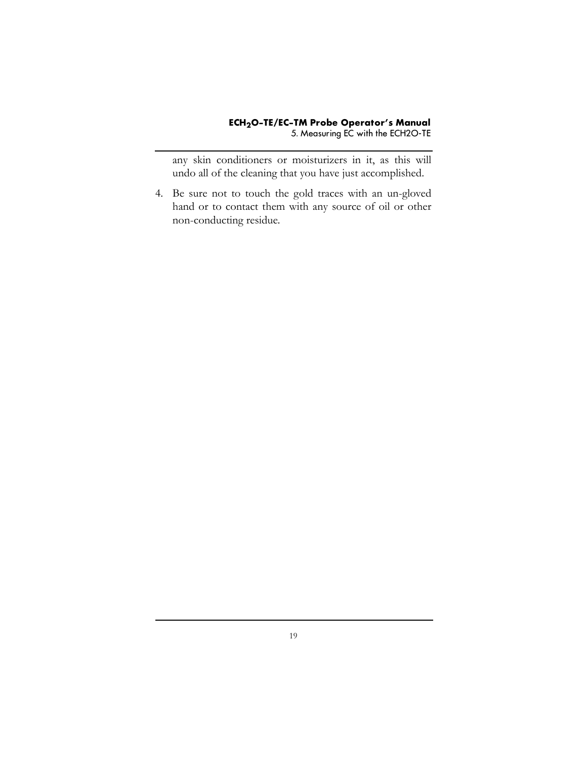any skin conditioners or moisturizers in it, as this will undo all of the cleaning that you have just accomplished.

4. Be sure not to touch the gold traces with an un-gloved hand or to contact them with any source of oil or other non-conducting residue.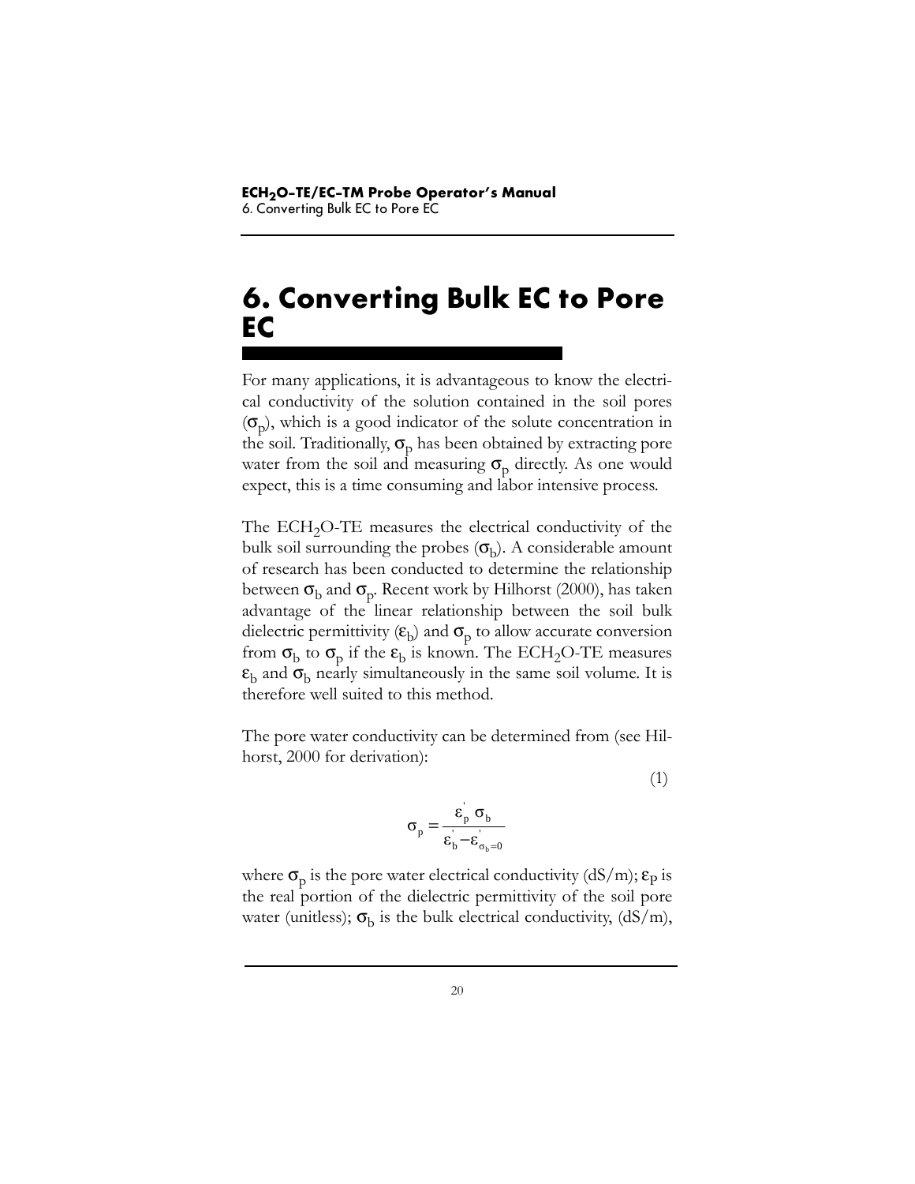# 6. Converting Bulk EC to Pore EC

For many applications, it is advantageous to know the electrical conductivity of the solution contained in the soil pores ($\sigma_p$), which is a good indicator of the solute concentration in the soil. Traditionally, $\sigma_p$ has been obtained by extracting pore water from the soil and measuring $\sigma_p$ directly. As one would expect, this is a time consuming and labor intensive process.

The $ECH_2O$-TE measures the electrical conductivity of the bulk soil surrounding the probes ($\sigma_b$). A considerable amount of research has been conducted to determine the relationship between $\sigma_b$ and $\sigma_p$. Recent work by Hilhorst (2000), has taken advantage of the linear relationship between the soil bulk dielectric permittivity ($\varepsilon_b$) and $\sigma_p$ to allow accurate conversion from $\sigma_b$ to $\sigma_p$ if the $\varepsilon_b$ is known. The $ECH_2O$-TE measures $\varepsilon_b$ and $\sigma_b$ nearly simultaneously in the same soil volume. It is therefore well suited to this method.

The pore water conductivity can be determined from (see Hilhorst, 2000 for derivation):

$$\sigma_p = \frac{\varepsilon_p' \, \sigma_b}{\varepsilon_b' - \varepsilon_{\sigma_b=0}'} \tag{1}$$

where $\sigma_p$ is the pore water electrical conductivity (dS/m); $\varepsilon_P$ is the real portion of the dielectric permittivity of the soil pore water (unitless); $\sigma_b$ is the bulk electrical conductivity, (dS/m),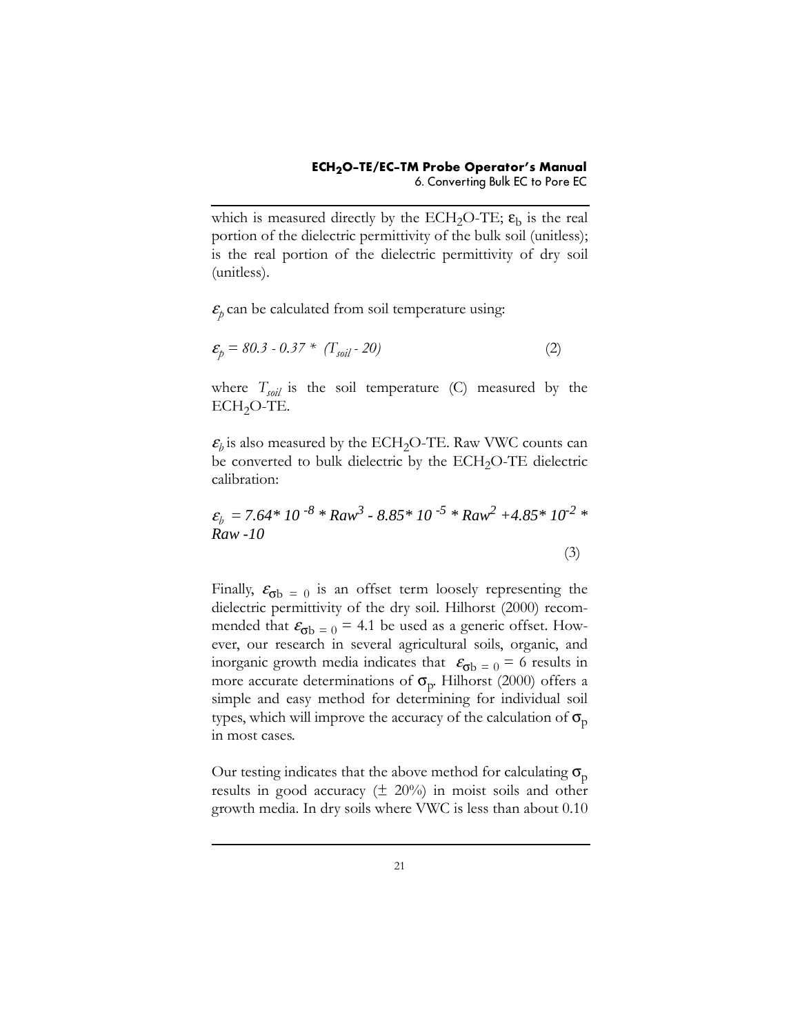which is measured directly by the $ECH_2O$-TE; $\varepsilon_b$ is the real portion of the dielectric permittivity of the bulk soil (unitless); is the real portion of the dielectric permittivity of dry soil (unitless).

$\varepsilon_p$ can be calculated from soil temperature using:

$$\varepsilon_p = 80.3 - 0.37 * (T_{soil} - 20) \qquad (2)$$

where $T_{soil}$ is the soil temperature (C) measured by the $ECH_2O$-TE.

$\varepsilon_b$ is also measured by the $ECH_2O$-TE. Raw VWC counts can be converted to bulk dielectric by the $ECH_2O$-TE dielectric calibration:

$$\varepsilon_b = 7.64 * 10^{-8} * Raw^3 - 8.85 * 10^{-5} * Raw^2 + 4.85 * 10^{-2} * Raw - 10 \qquad (3)$$

Finally, $\varepsilon_{\sigma b = 0}$ is an offset term loosely representing the dielectric permittivity of the dry soil. Hilhorst (2000) recommended that $\varepsilon_{\sigma b = 0} = 4.1$ be used as a generic offset. However, our research in several agricultural soils, organic, and inorganic growth media indicates that $\varepsilon_{\sigma b = 0} = 6$ results in more accurate determinations of $\sigma_p$. Hilhorst (2000) offers a simple and easy method for determining for individual soil types, which will improve the accuracy of the calculation of $\sigma_p$ in most cases.

Our testing indicates that the above method for calculating $\sigma_p$ results in good accuracy (± 20%) in moist soils and other growth media. In dry soils where VWC is less than about 0.10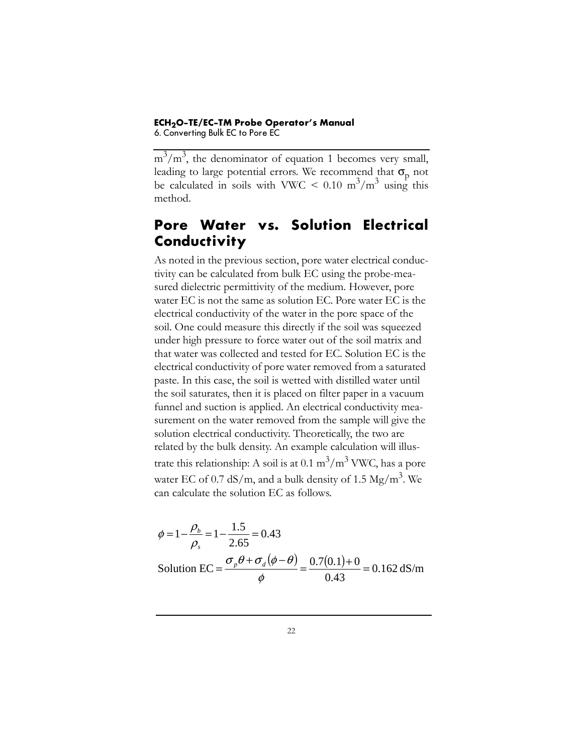$m^3/m^3$, the denominator of equation 1 becomes very small, leading to large potential errors. We recommend that $\sigma_p$ not be calculated in soils with VWC < 0.10 $m^3/m^3$ using this method.

## Pore Water vs. Solution Electrical Conductivity

As noted in the previous section, pore water electrical conductivity can be calculated from bulk EC using the probe-measured dielectric permittivity of the medium. However, pore water EC is not the same as solution EC. Pore water EC is the electrical conductivity of the water in the pore space of the soil. One could measure this directly if the soil was squeezed under high pressure to force water out of the soil matrix and that water was collected and tested for EC. Solution EC is the electrical conductivity of pore water removed from a saturated paste. In this case, the soil is wetted with distilled water until the soil saturates, then it is placed on filter paper in a vacuum funnel and suction is applied. An electrical conductivity measurement on the water removed from the sample will give the solution electrical conductivity. Theoretically, the two are related by the bulk density. An example calculation will illustrate this relationship: A soil is at 0.1 $m^3/m^3$ VWC, has a pore water EC of 0.7 dS/m, and a bulk density of 1.5 $Mg/m^3$. We can calculate the solution EC as follows.

$$\phi = 1 - \frac{\rho_b}{\rho_s} = 1 - \frac{1.5}{2.65} = 0.43$$

$$\text{Solution EC} = \frac{\sigma_p \theta + \sigma_d (\phi - \theta)}{\phi} = \frac{0.7(0.1) + 0}{0.43} = 0.162 \text{ dS/m}$$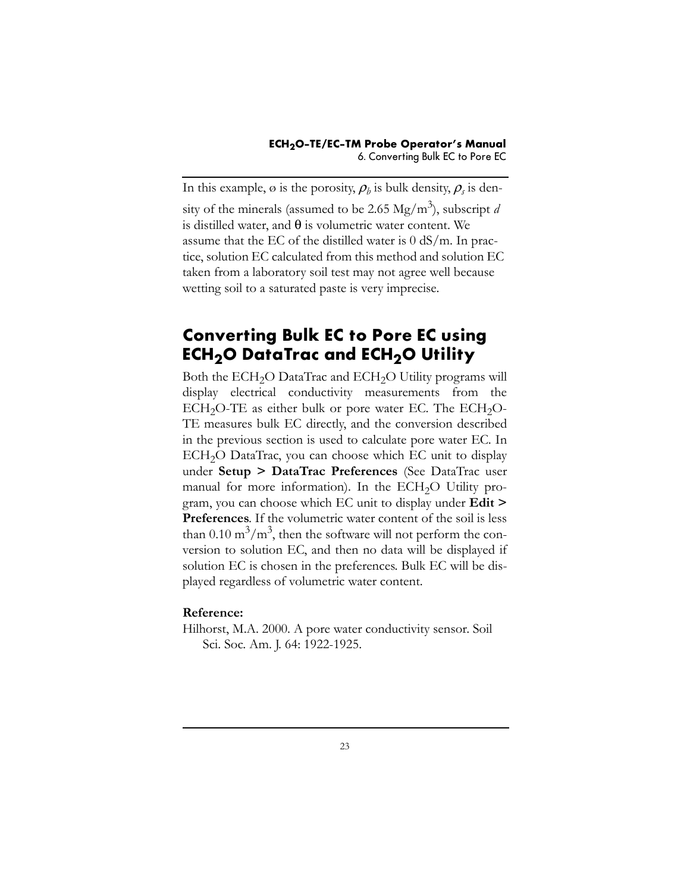In this example, ø is the porosity, $\rho_b$ is bulk density, $\rho_s$ is density of the minerals (assumed to be 2.65 $Mg/m^3$), subscript *d* is distilled water, and $\theta$ is volumetric water content. We assume that the EC of the distilled water is 0 dS/m. In practice, solution EC calculated from this method and solution EC taken from a laboratory soil test may not agree well because wetting soil to a saturated paste is very imprecise.

## Converting Bulk EC to Pore EC using $ECH_2O$ DataTrac and $ECH_2O$ Utility

Both the $ECH_2O$ DataTrac and $ECH_2O$ Utility programs will display electrical conductivity measurements from the $ECH_2O$-TE as either bulk or pore water EC. The $ECH_2O$-TE measures bulk EC directly, and the conversion described in the previous section is used to calculate pore water EC. In $ECH_2O$ DataTrac, you can choose which EC unit to display under **Setup > DataTrac Preferences** (See DataTrac user manual for more information). In the $ECH_2O$ Utility program, you can choose which EC unit to display under **Edit > Preferences**. If the volumetric water content of the soil is less than 0.10 $m^3/m^3$, then the software will not perform the conversion to solution EC, and then no data will be displayed if solution EC is chosen in the preferences. Bulk EC will be displayed regardless of volumetric water content.

**Reference:**

Hilhorst, M.A. 2000. A pore water conductivity sensor. Soil Sci. Soc. Am. J. 64: 1922-1925.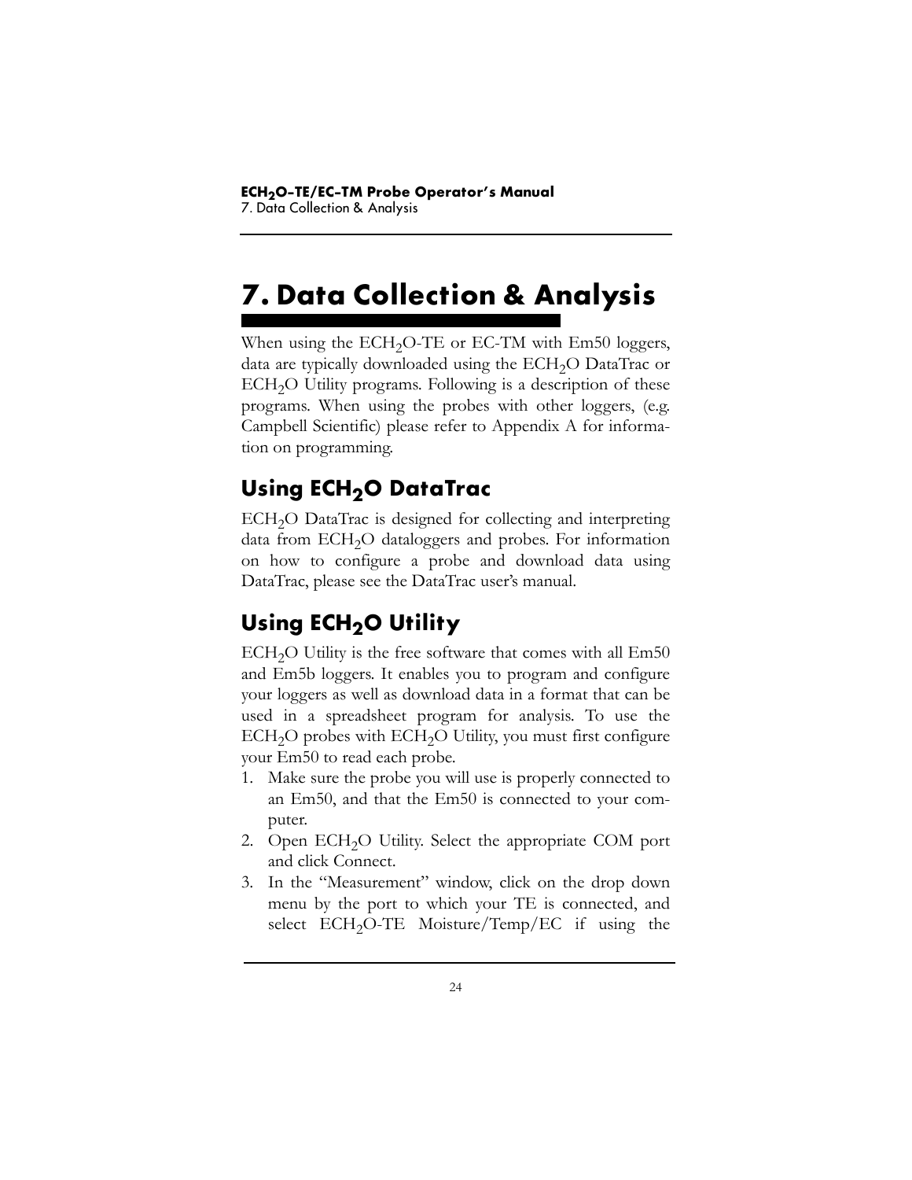# 7. Data Collection & Analysis

When using the $ECH_2O$-TE or EC-TM with Em50 loggers, data are typically downloaded using the $ECH_2O$ DataTrac or $ECH_2O$ Utility programs. Following is a description of these programs. When using the probes with other loggers, (e.g. Campbell Scientific) please refer to Appendix A for information on programming.

## Using $ECH_2O$ DataTrac

$ECH_2O$ DataTrac is designed for collecting and interpreting data from $ECH_2O$ dataloggers and probes. For information on how to configure a probe and download data using DataTrac, please see the DataTrac user's manual.

## Using $ECH_2O$ Utility

$ECH_2O$ Utility is the free software that comes with all Em50 and Em5b loggers. It enables you to program and configure your loggers as well as download data in a format that can be used in a spreadsheet program for analysis. To use the $ECH_2O$ probes with $ECH_2O$ Utility, you must first configure your Em50 to read each probe.

1. Make sure the probe you will use is properly connected to an Em50, and that the Em50 is connected to your computer.
2. Open $ECH_2O$ Utility. Select the appropriate COM port and click Connect.
3. In the "Measurement" window, click on the drop down menu by the port to which your TE is connected, and select $ECH_2O$-TE Moisture/Temp/EC if using the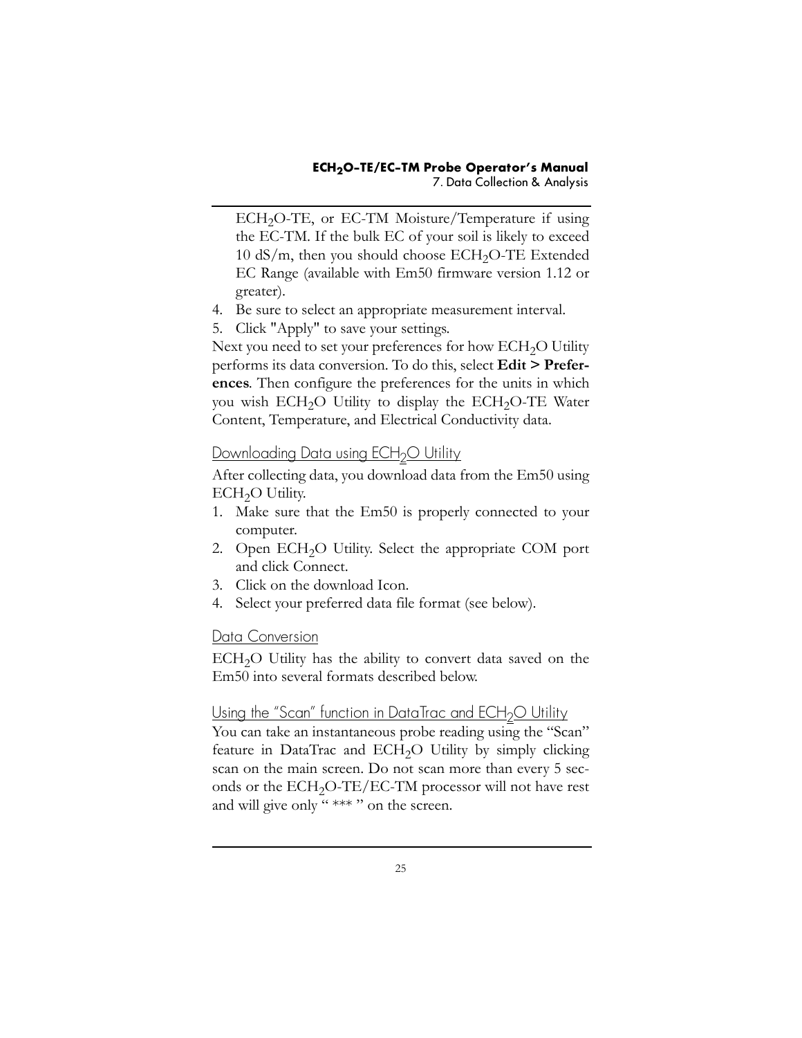$ECH_2O$-TE, or EC-TM Moisture/Temperature if using the EC-TM. If the bulk EC of your soil is likely to exceed 10 dS/m, then you should choose $ECH_2O$-TE Extended EC Range (available with Em50 firmware version 1.12 or greater).

4. Be sure to select an appropriate measurement interval.
5. Click "Apply" to save your settings.

Next you need to set your preferences for how $ECH_2O$ Utility performs its data conversion. To do this, select **Edit > Preferences**. Then configure the preferences for the units in which you wish $ECH_2O$ Utility to display the $ECH_2O$-TE Water Content, Temperature, and Electrical Conductivity data.

### Downloading Data using $ECH_2O$ Utility

After collecting data, you download data from the Em50 using $ECH_2O$ Utility.

1. Make sure that the Em50 is properly connected to your computer.
2. Open $ECH_2O$ Utility. Select the appropriate COM port and click Connect.
3. Click on the download Icon.
4. Select your preferred data file format (see below).

### Data Conversion

$ECH_2O$ Utility has the ability to convert data saved on the Em50 into several formats described below.

### Using the "Scan" function in DataTrac and $ECH_2O$ Utility

You can take an instantaneous probe reading using the "Scan" feature in DataTrac and $ECH_2O$ Utility by simply clicking scan on the main screen. Do not scan more than every 5 seconds or the $ECH_2O$-TE/EC-TM processor will not have rest and will give only " *** " on the screen.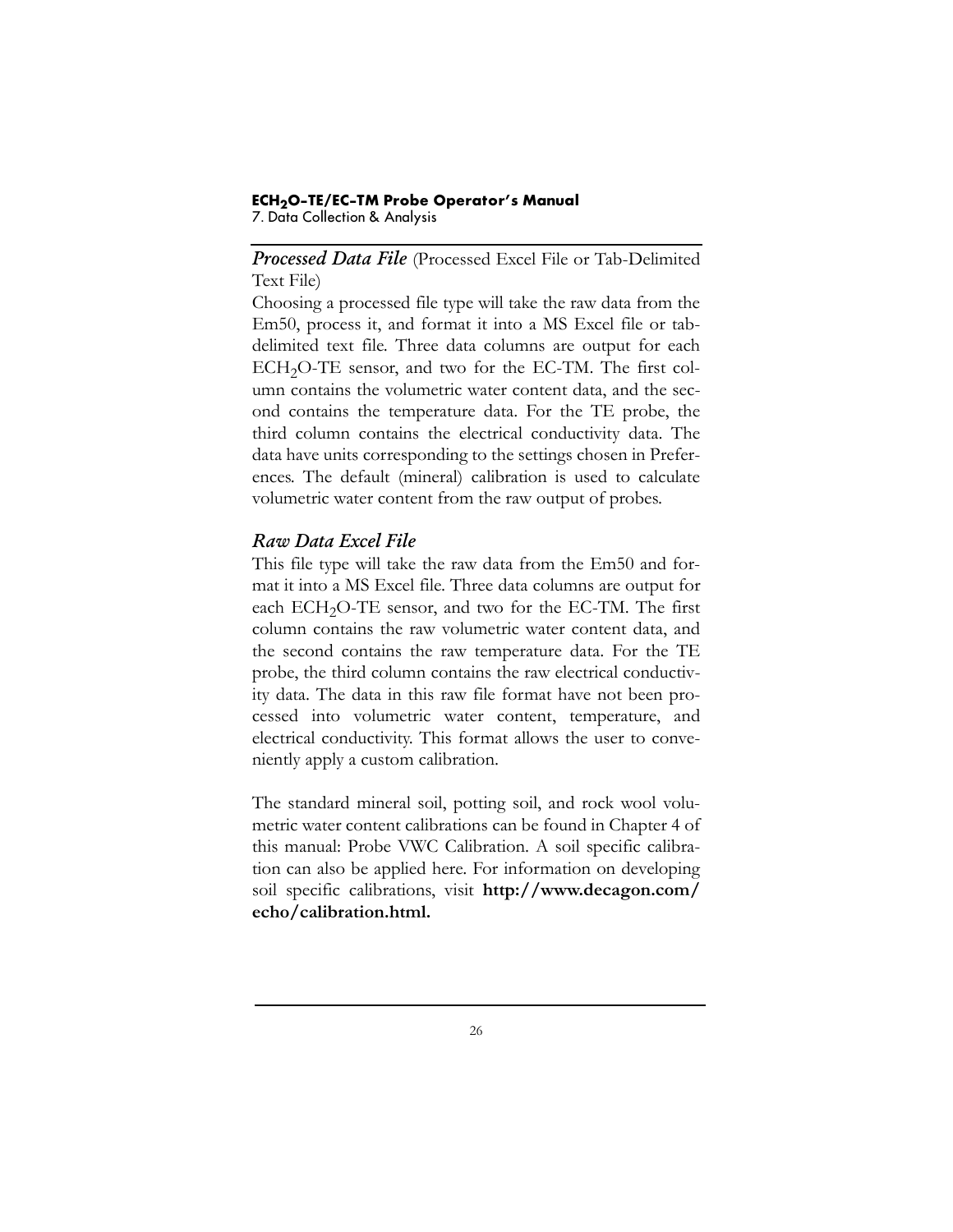### *Processed Data File* (Processed Excel File or Tab-Delimited Text File)

Choosing a processed file type will take the raw data from the Em50, process it, and format it into a MS Excel file or tab-delimited text file. Three data columns are output for each $ECH_2O$-TE sensor, and two for the EC-TM. The first column contains the volumetric water content data, and the second contains the temperature data. For the TE probe, the third column contains the electrical conductivity data. The data have units corresponding to the settings chosen in Preferences. The default (mineral) calibration is used to calculate volumetric water content from the raw output of probes.

### *Raw Data Excel File*

This file type will take the raw data from the Em50 and format it into a MS Excel file. Three data columns are output for each $ECH_2O$-TE sensor, and two for the EC-TM. The first column contains the raw volumetric water content data, and the second contains the raw temperature data. For the TE probe, the third column contains the raw electrical conductivity data. The data in this raw file format have not been processed into volumetric water content, temperature, and electrical conductivity. This format allows the user to conveniently apply a custom calibration.

The standard mineral soil, potting soil, and rock wool volumetric water content calibrations can be found in Chapter 4 of this manual: Probe VWC Calibration. A soil specific calibration can also be applied here. For information on developing soil specific calibrations, visit **http://www.decagon.com/echo/calibration.html.**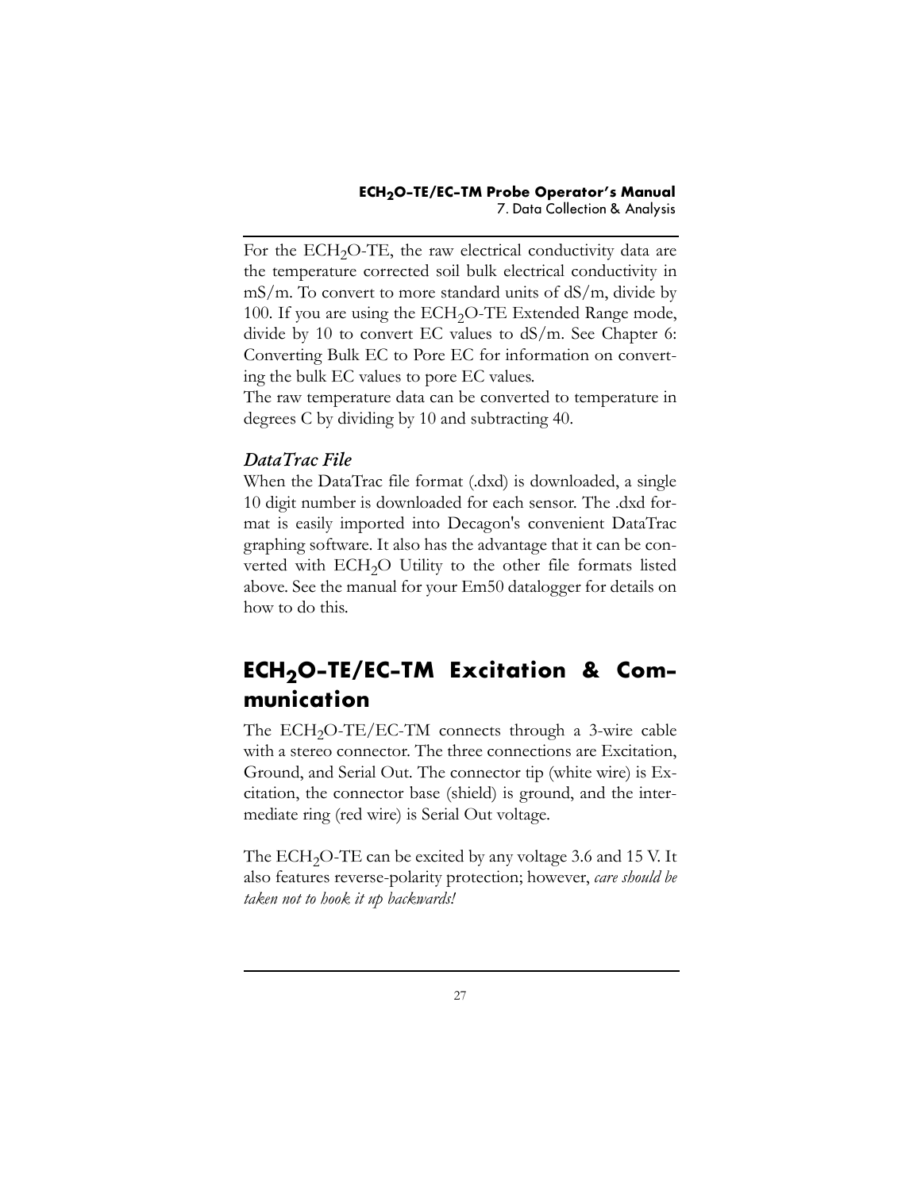For the $ECH_2O$-TE, the raw electrical conductivity data are the temperature corrected soil bulk electrical conductivity in mS/m. To convert to more standard units of dS/m, divide by 100. If you are using the $ECH_2O$-TE Extended Range mode, divide by 10 to convert EC values to dS/m. See Chapter 6: Converting Bulk EC to Pore EC for information on converting the bulk EC values to pore EC values.

The raw temperature data can be converted to temperature in degrees C by dividing by 10 and subtracting 40.

### *DataTrac File*

When the DataTrac file format (.dxd) is downloaded, a single 10 digit number is downloaded for each sensor. The .dxd format is easily imported into Decagon's convenient DataTrac graphing software. It also has the advantage that it can be converted with $ECH_2O$ Utility to the other file formats listed above. See the manual for your Em50 datalogger for details on how to do this.

## $ECH_2O$-TE/EC-TM Excitation & Communication

The $ECH_2O$-TE/EC-TM connects through a 3-wire cable with a stereo connector. The three connections are Excitation, Ground, and Serial Out. The connector tip (white wire) is Excitation, the connector base (shield) is ground, and the intermediate ring (red wire) is Serial Out voltage.

The $ECH_2O$-TE can be excited by any voltage 3.6 and 15 V. It also features reverse-polarity protection; however, *care should be taken not to hook it up backwards!*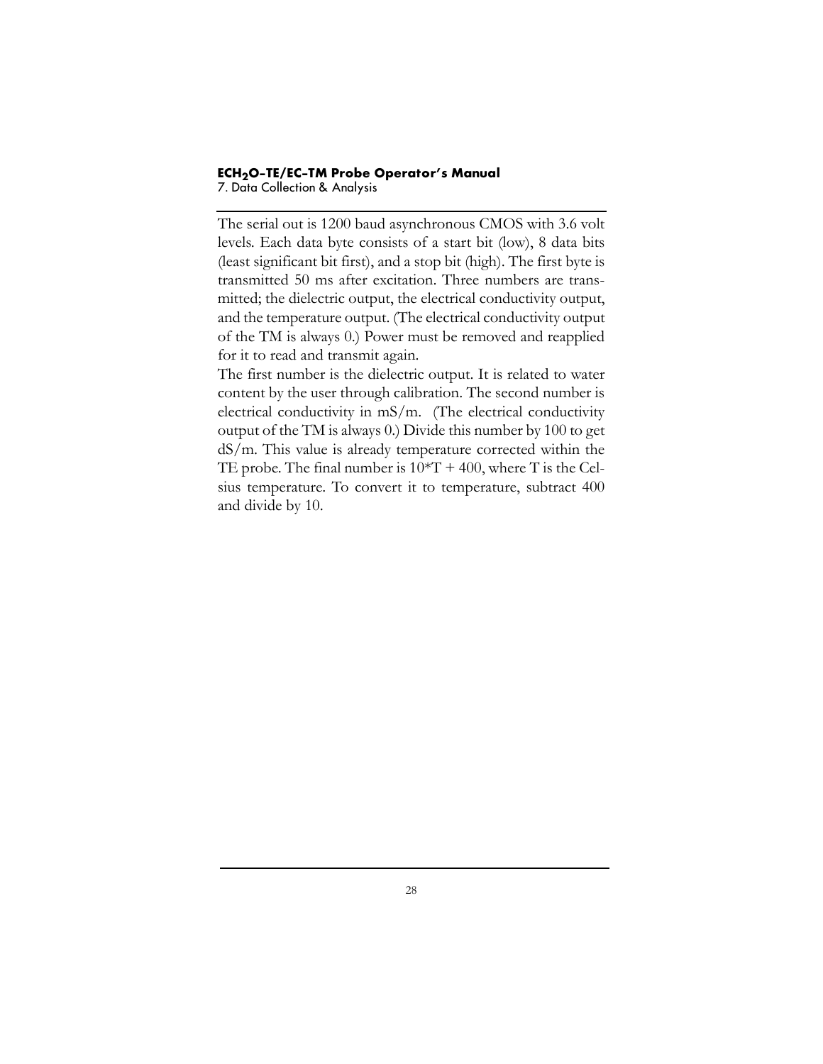The serial out is 1200 baud asynchronous CMOS with 3.6 volt levels. Each data byte consists of a start bit (low), 8 data bits (least significant bit first), and a stop bit (high). The first byte is transmitted 50 ms after excitation. Three numbers are transmitted; the dielectric output, the electrical conductivity output, and the temperature output. (The electrical conductivity output of the TM is always 0.) Power must be removed and reapplied for it to read and transmit again.

The first number is the dielectric output. It is related to water content by the user through calibration. The second number is electrical conductivity in mS/m. (The electrical conductivity output of the TM is always 0.) Divide this number by 100 to get dS/m. This value is already temperature corrected within the TE probe. The final number is $10*T + 400$, where T is the Celsius temperature. To convert it to temperature, subtract 400 and divide by 10.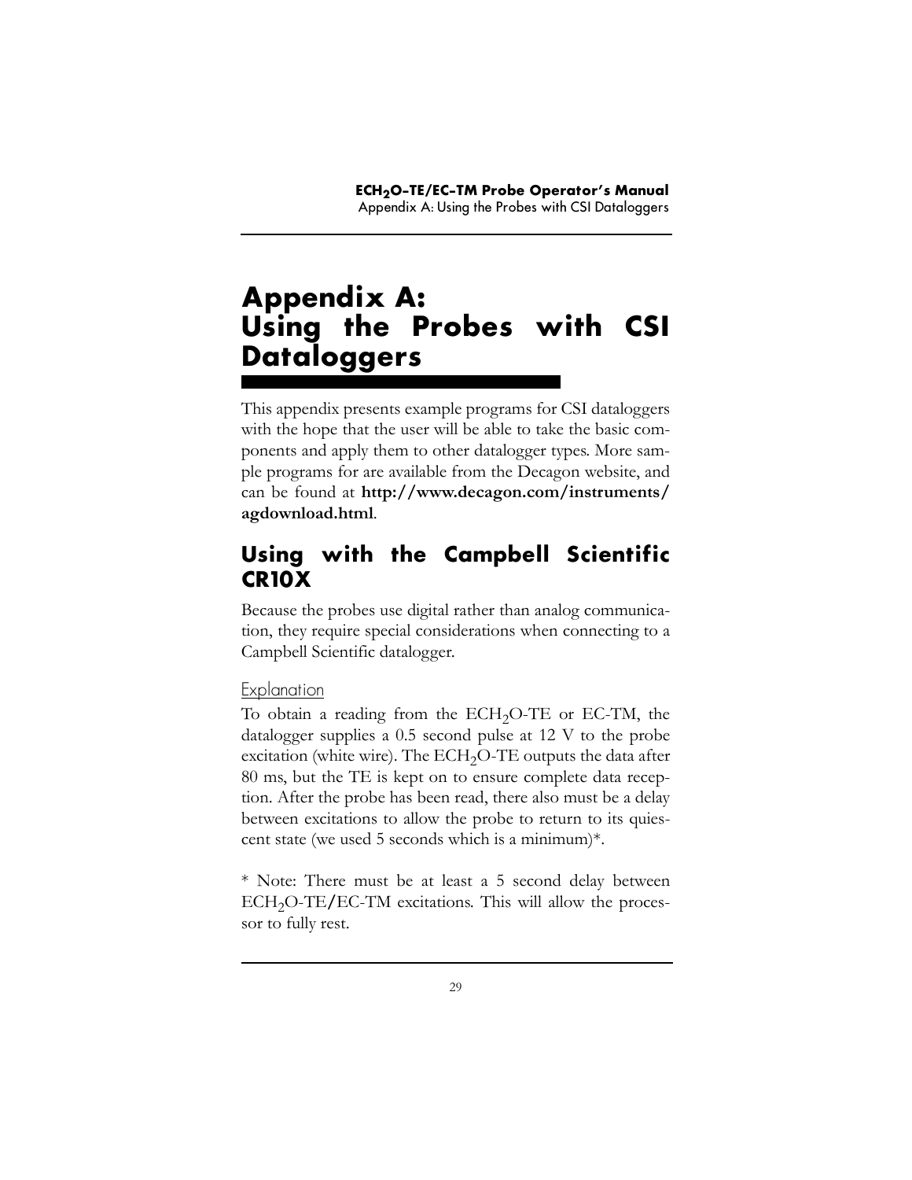# Appendix A: Using the Probes with CSI Dataloggers

This appendix presents example programs for CSI dataloggers with the hope that the user will be able to take the basic components and apply them to other datalogger types. More sample programs for are available from the Decagon website, and can be found at **http://www.decagon.com/instruments/agdownload.html**.

## Using with the Campbell Scientific CR10X

Because the probes use digital rather than analog communication, they require special considerations when connecting to a Campbell Scientific datalogger.

### Explanation

To obtain a reading from the $ECH_2O$-TE or EC-TM, the datalogger supplies a 0.5 second pulse at 12 V to the probe excitation (white wire). The $ECH_2O$-TE outputs the data after 80 ms, but the TE is kept on to ensure complete data reception. After the probe has been read, there also must be a delay between excitations to allow the probe to return to its quiescent state (we used 5 seconds which is a minimum)*.

* Note: There must be at least a 5 second delay between $ECH_2O$-TE/EC-TM excitations. This will allow the processor to fully rest.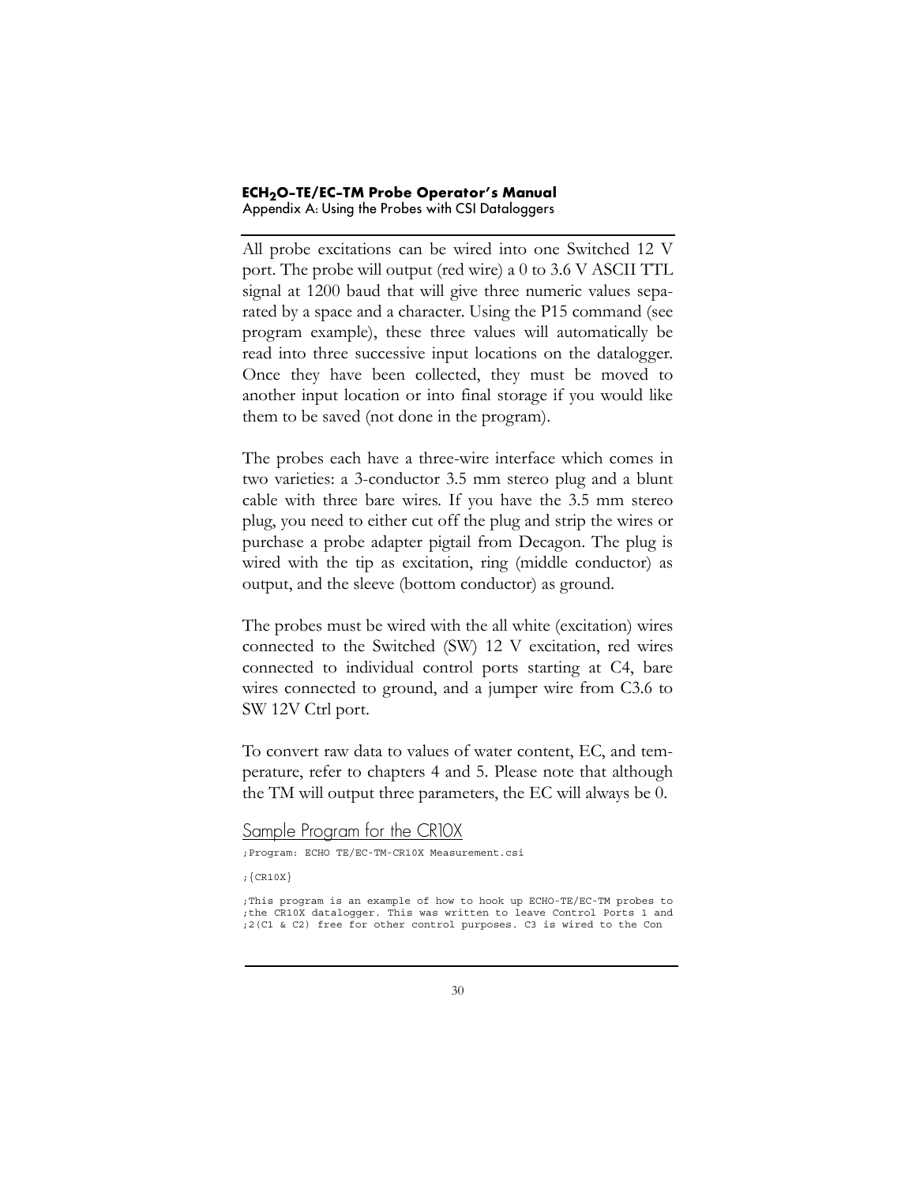All probe excitations can be wired into one Switched 12 V port. The probe will output (red wire) a 0 to 3.6 V ASCII TTL signal at 1200 baud that will give three numeric values separated by a space and a character. Using the P15 command (see program example), these three values will automatically be read into three successive input locations on the datalogger. Once they have been collected, they must be moved to another input location or into final storage if you would like them to be saved (not done in the program).

The probes each have a three-wire interface which comes in two varieties: a 3-conductor 3.5 mm stereo plug and a blunt cable with three bare wires. If you have the 3.5 mm stereo plug, you need to either cut off the plug and strip the wires or purchase a probe adapter pigtail from Decagon. The plug is wired with the tip as excitation, ring (middle conductor) as output, and the sleeve (bottom conductor) as ground.

The probes must be wired with the all white (excitation) wires connected to the Switched (SW) 12 V excitation, red wires connected to individual control ports starting at C4, bare wires connected to ground, and a jumper wire from C3.6 to SW 12V Ctrl port.

To convert raw data to values of water content, EC, and temperature, refer to chapters 4 and 5. Please note that although the TM will output three parameters, the EC will always be 0.

## Sample Program for the CR10X

```
;Program: ECHO TE/EC-TM-CR10X Measurement.csi

;{CR10X}

;This program is an example of how to hook up ECHO-TE/EC-TM probes to
;the CR10X datalogger. This was written to leave Control Ports 1 and
;2(C1 & C2) free for other control purposes. C3 is wired to the Con
```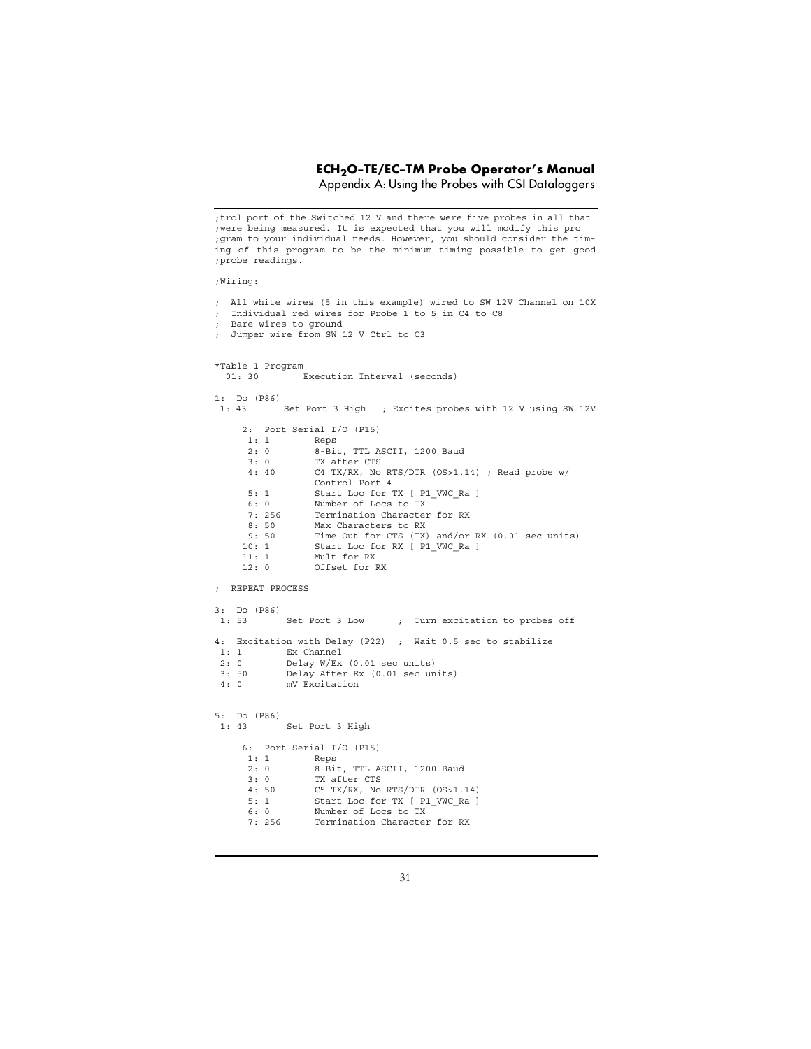```
;trol port of the Switched 12 V and there were five probes in all that
;were being measured. It is expected that you will modify this pro
;gram to your individual needs. However, you should consider the tim-
ing of this program to be the minimum timing possible to get good
;probe readings.

;Wiring:

;  All white wires (5 in this example) wired to SW 12V Channel on 10X
;  Individual red wires for Probe 1 to 5 in C4 to C8
;  Bare wires to ground
;  Jumper wire from SW 12 V Ctrl to C3


*Table 1 Program
  01: 30         Execution Interval (seconds)

1:  Do (P86)
 1: 43       Set Port 3 High   ; Excites probes with 12 V using SW 12V

     2:  Port Serial I/O (P15)
      1: 1        Reps
      2: 0        8-Bit, TTL ASCII, 1200 Baud
      3: 0        TX after CTS
      4: 40       C4 TX/RX, No RTS/DTR (OS>1.14) ; Read probe w/
                  Control Port 4
      5: 1        Start Loc for TX [ P1_VWC_Ra ]
      6: 0        Number of Locs to TX
      7: 256      Termination Character for RX
      8: 50       Max Characters to RX
      9: 50       Time Out for CTS (TX) and/or RX (0.01 sec units)
     10: 1        Start Loc for RX [ P1_VWC_Ra ]
     11: 1        Mult for RX
     12: 0        Offset for RX

;  REPEAT PROCESS

3:  Do (P86)
 1: 53       Set Port 3 Low      ;  Turn excitation to probes off

4:  Excitation with Delay (P22)  ;  Wait 0.5 sec to stabilize
 1: 1        Ex Channel
 2: 0        Delay W/Ex (0.01 sec units)
 3: 50       Delay After Ex (0.01 sec units)
 4: 0        mV Excitation


5:  Do (P86)
 1: 43       Set Port 3 High

     6:  Port Serial I/O (P15)
      1: 1        Reps
      2: 0        8-Bit, TTL ASCII, 1200 Baud
      3: 0        TX after CTS
      4: 50       C5 TX/RX, No RTS/DTR (OS>1.14)
      5: 1        Start Loc for TX [ P1_VWC_Ra ]
      6: 0        Number of Locs to TX
      7: 256      Termination Character for RX
```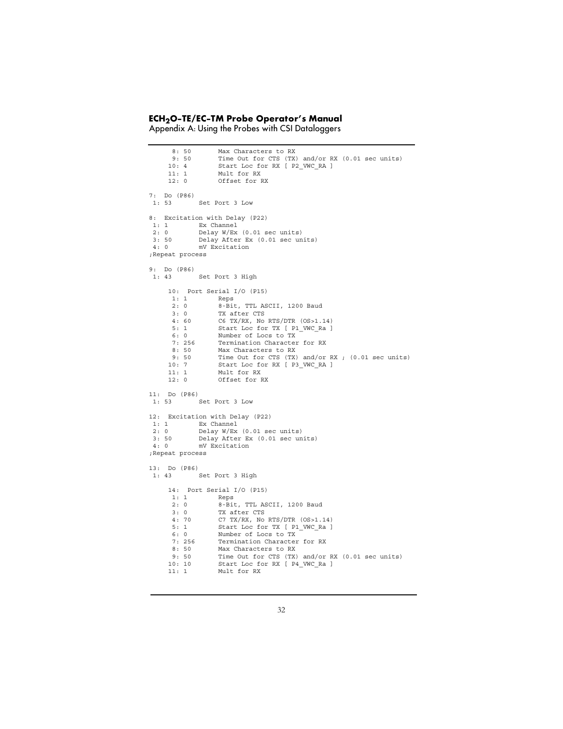```
      8: 50       Max Characters to RX
      9: 50       Time Out for CTS (TX) and/or RX (0.01 sec units)
     10: 4        Start Loc for RX [ P2_VWC_RA ]
     11: 1        Mult for RX
     12: 0        Offset for RX

7:  Do (P86)
 1: 53       Set Port 3 Low

8:  Excitation with Delay (P22)
 1: 1        Ex Channel
 2: 0        Delay W/Ex (0.01 sec units)
 3: 50       Delay After Ex (0.01 sec units)
 4: 0        mV Excitation
;Repeat process

9:  Do (P86)
 1: 43       Set Port 3 High

     10:  Port Serial I/O (P15)
      1: 1        Reps
      2: 0        8-Bit, TTL ASCII, 1200 Baud
      3: 0        TX after CTS
      4: 60       C6 TX/RX, No RTS/DTR (OS>1.14)
      5: 1        Start Loc for TX [ P1_VWC_Ra ]
      6: 0        Number of Locs to TX
      7: 256      Termination Character for RX
      8: 50       Max Characters to RX
      9: 50       Time Out for CTS (TX) and/or RX ; (0.01 sec units)
     10: 7        Start Loc for RX [ P3_VWC_RA ]
     11: 1        Mult for RX
     12: 0        Offset for RX

11:  Do (P86)
 1: 53       Set Port 3 Low

12:  Excitation with Delay (P22)
 1: 1        Ex Channel
 2: 0        Delay W/Ex (0.01 sec units)
 3: 50       Delay After Ex (0.01 sec units)
 4: 0        mV Excitation
;Repeat process

13:  Do (P86)
 1: 43       Set Port 3 High

     14:  Port Serial I/O (P15)
      1: 1        Reps
      2: 0        8-Bit, TTL ASCII, 1200 Baud
      3: 0        TX after CTS
      4: 70       C7 TX/RX, No RTS/DTR (OS>1.14)
      5: 1        Start Loc for TX [ P1_VWC_Ra ]
      6: 0        Number of Locs to TX
      7: 256      Termination Character for RX
      8: 50       Max Characters to RX
      9: 50       Time Out for CTS (TX) and/or RX (0.01 sec units)
     10: 10       Start Loc for RX [ P4_VWC_Ra ]
     11: 1        Mult for RX
```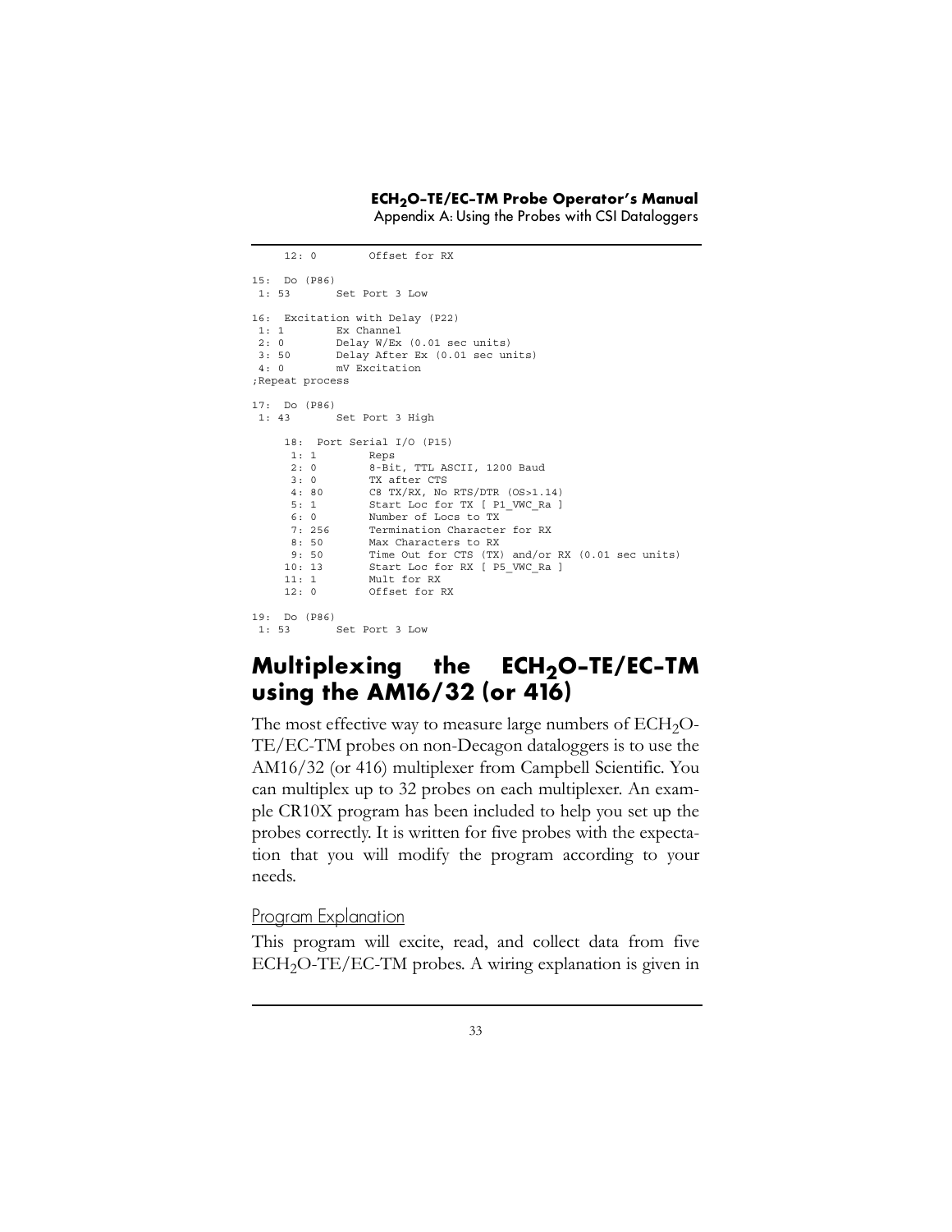```
    12: 0        Offset for RX

15:  Do (P86)
 1: 53       Set Port 3 Low

16:  Excitation with Delay (P22)
 1: 1        Ex Channel
 2: 0        Delay W/Ex (0.01 sec units)
 3: 50       Delay After Ex (0.01 sec units)
 4: 0        mV Excitation
;Repeat process

17:  Do (P86)
 1: 43       Set Port 3 High

     18:  Port Serial I/O (P15)
      1: 1        Reps
      2: 0        8-Bit, TTL ASCII, 1200 Baud
      3: 0        TX after CTS
      4: 80       C8 TX/RX, No RTS/DTR (OS>1.14)
      5: 1        Start Loc for TX [ P1_VWC_Ra ]
      6: 0        Number of Locs to TX
      7: 256      Termination Character for RX
      8: 50       Max Characters to RX
      9: 50       Time Out for CTS (TX) and/or RX (0.01 sec units)
     10: 13       Start Loc for RX [ P5_VWC_Ra ]
     11: 1        Mult for RX
     12: 0        Offset for RX

19:  Do (P86)
 1: 53       Set Port 3 Low
```

## Multiplexing the $ECH_2O$-TE/EC-TM using the AM16/32 (or 416)

The most effective way to measure large numbers of $ECH_2O$-TE/EC-TM probes on non-Decagon dataloggers is to use the AM16/32 (or 416) multiplexer from Campbell Scientific. You can multiplex up to 32 probes on each multiplexer. An example CR10X program has been included to help you set up the probes correctly. It is written for five probes with the expectation that you will modify the program according to your needs.

### Program Explanation

This program will excite, read, and collect data from five $ECH_2O$-TE/EC-TM probes. A wiring explanation is given in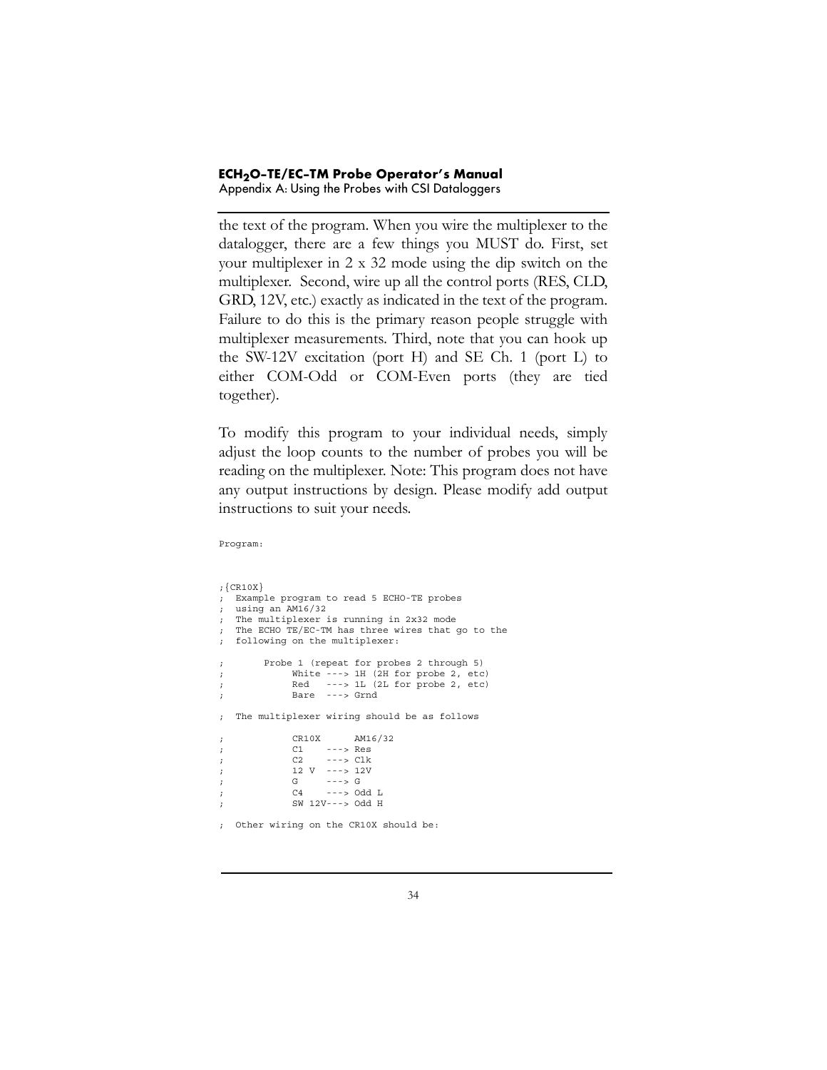the text of the program. When you wire the multiplexer to the datalogger, there are a few things you MUST do. First, set your multiplexer in 2 x 32 mode using the dip switch on the multiplexer. Second, wire up all the control ports (RES, CLD, GRD, 12V, etc.) exactly as indicated in the text of the program. Failure to do this is the primary reason people struggle with multiplexer measurements. Third, note that you can hook up the SW-12V excitation (port H) and SE Ch. 1 (port L) to either COM-Odd or COM-Even ports (they are tied together).

To modify this program to your individual needs, simply adjust the loop counts to the number of probes you will be reading on the multiplexer. Note: This program does not have any output instructions by design. Please modify add output instructions to suit your needs.

```
Program:


;{CR10X}
;  Example program to read 5 ECHO-TE probes
;  using an AM16/32
;  The multiplexer is running in 2x32 mode
;  The ECHO TE/EC-TM has three wires that go to the
;  following on the multiplexer:

;       Probe 1 (repeat for probes 2 through 5)
;            White ---> 1H (2H for probe 2, etc)
;            Red   ---> 1L (2L for probe 2, etc)
;            Bare  ---> Grnd

;  The multiplexer wiring should be as follows

;            CR10X      AM16/32
;            C1    ---> Res
;            C2    ---> Clk
;            12 V  ---> 12V
;            G     ---> G
;            C4    ---> Odd L
;            SW 12V---> Odd H

;  Other wiring on the CR10X should be:
```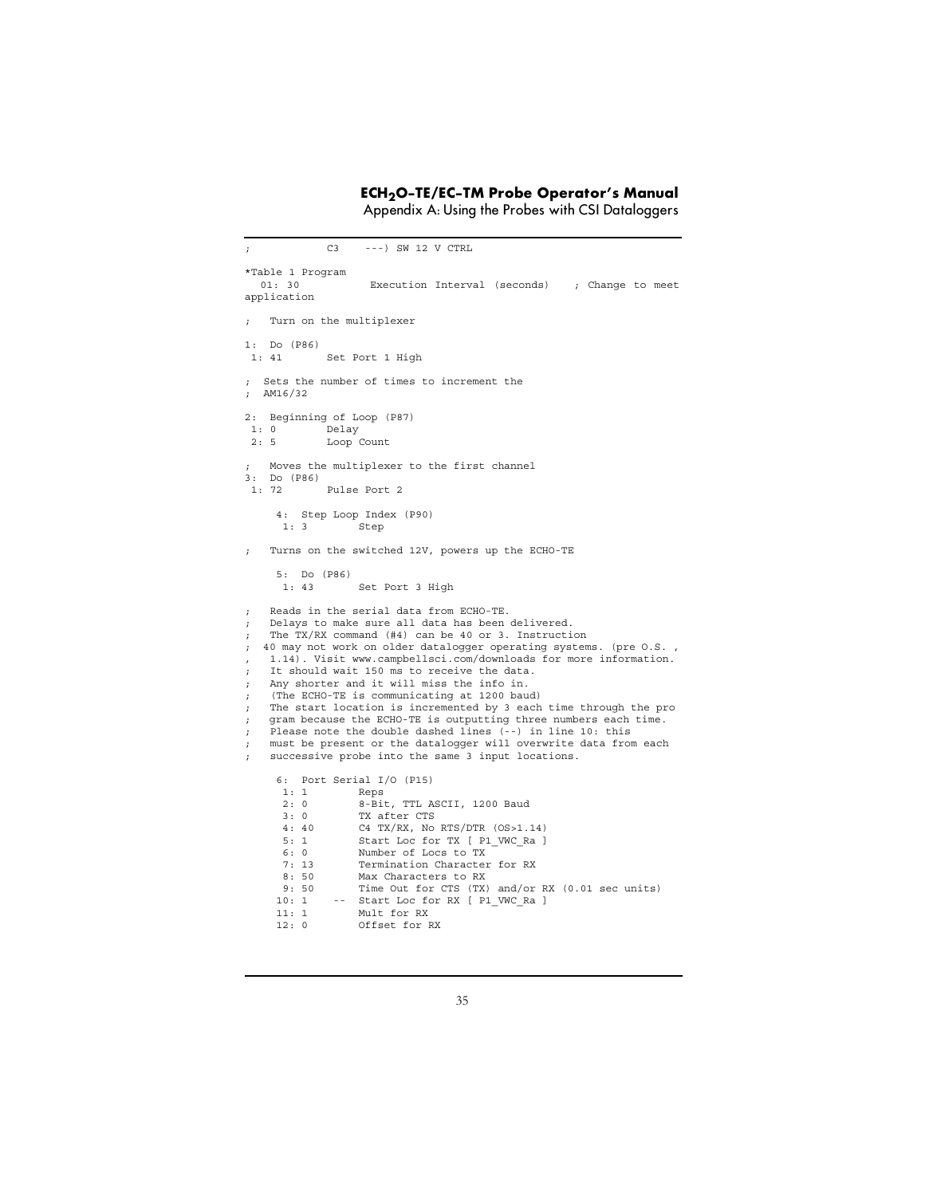```
;            C3    ---) SW 12 V CTRL

*Table 1 Program
  01: 30           Execution Interval (seconds)    ; Change to meet
application

;   Turn on the multiplexer

1:  Do (P86)
 1: 41        Set Port 1 High

;  Sets the number of times to increment the
;  AM16/32

2:  Beginning of Loop (P87)
 1: 0         Delay
 2: 5         Loop Count

;   Moves the multiplexer to the first channel
3:  Do (P86)
 1: 72        Pulse Port 2

     4:  Step Loop Index (P90)
      1: 3         Step

;   Turns on the switched 12V, powers up the ECHO-TE

     5:  Do (P86)
      1: 43        Set Port 3 High

;   Reads in the serial data from ECHO-TE.
;   Delays to make sure all data has been delivered.
;   The TX/RX command (#4) can be 40 or 3. Instruction
;  40 may not work on older datalogger operating systems. (pre O.S. ,
,   1.14). Visit www.campbellsci.com/downloads for more information.
;   It should wait 150 ms to receive the data.
;   Any shorter and it will miss the info in.
;   (The ECHO-TE is communicating at 1200 baud)
;   The start location is incremented by 3 each time through the pro
;   gram because the ECHO-TE is outputting three numbers each time.
;   Please note the double dashed lines (--) in line 10: this
;   must be present or the datalogger will overwrite data from each
;   successive probe into the same 3 input locations.

     6:  Port Serial I/O (P15)
      1: 1         Reps
      2: 0         8-Bit, TTL ASCII, 1200 Baud
      3: 0         TX after CTS
      4: 40        C4 TX/RX, No RTS/DTR (OS>1.14)
      5: 1         Start Loc for TX [ P1_VWC_Ra ]
      6: 0         Number of Locs to TX
      7: 13        Termination Character for RX
      8: 50        Max Characters to RX
      9: 50        Time Out for CTS (TX) and/or RX (0.01 sec units)
     10: 1    --   Start Loc for RX [ P1_VWC_Ra ]
     11: 1         Mult for RX
     12: 0         Offset for RX
```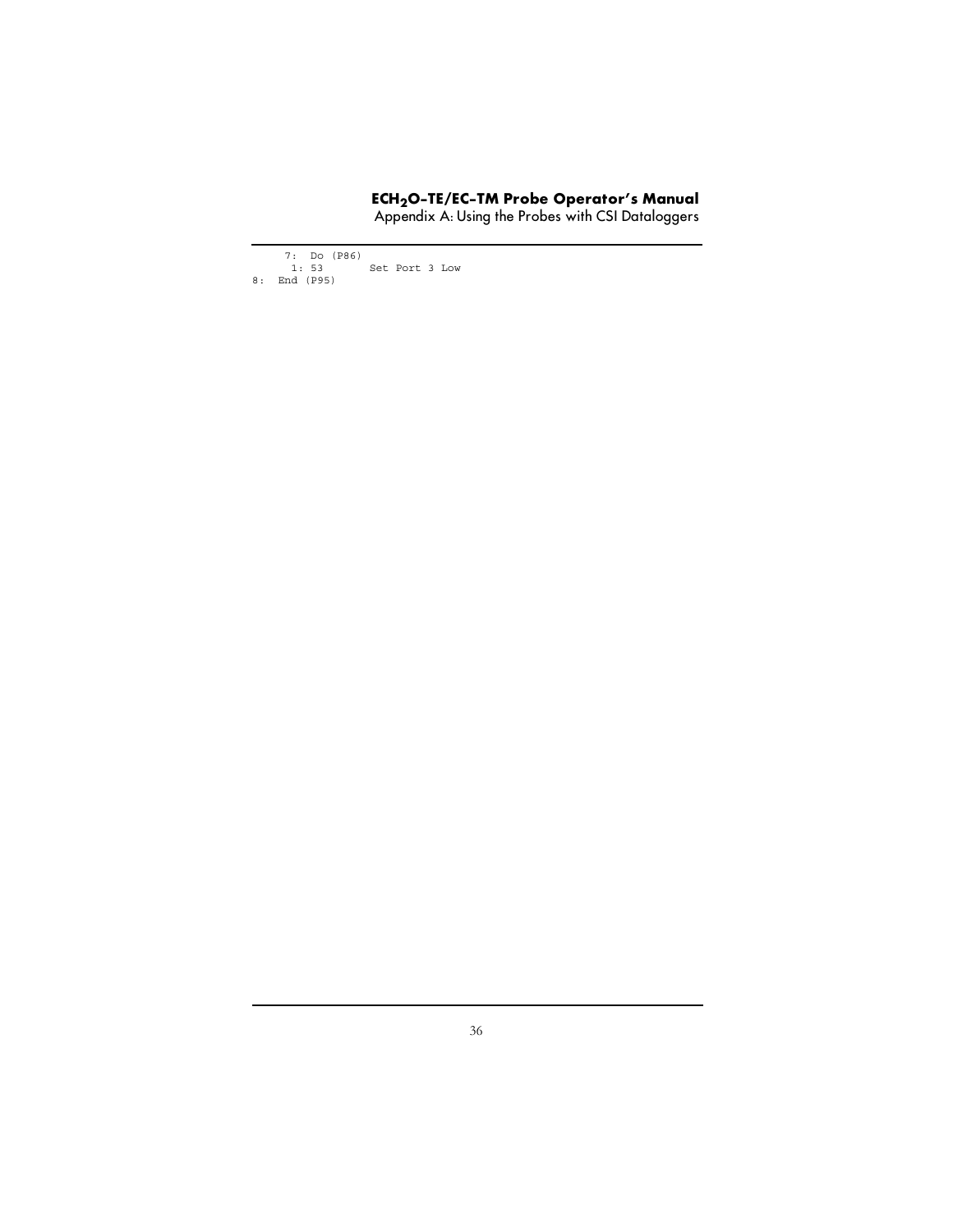```
     7:  Do (P86)
      1: 53        Set Port 3 Low
8:  End (P95)
```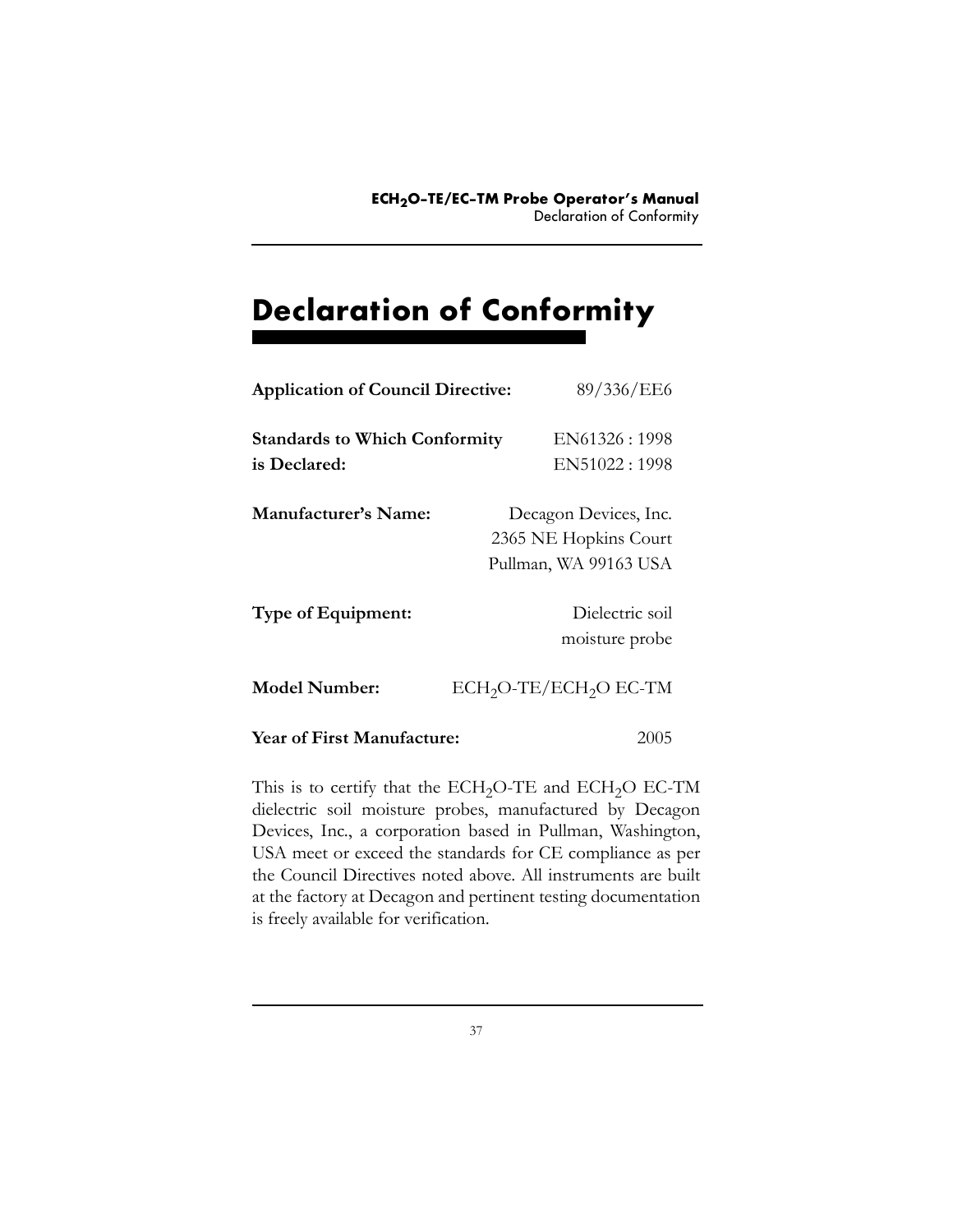# Declaration of Conformity

**Application of Council Directive:** 89/336/EE6

**Standards to Which Conformity is Declared:** EN61326 : 1998
EN51022 : 1998

**Manufacturer's Name:** Decagon Devices, Inc.
2365 NE Hopkins Court
Pullman, WA 99163 USA

**Type of Equipment:** Dielectric soil moisture probe

**Model Number:** $ECH_2O$-TE/$ECH_2O$ EC-TM

**Year of First Manufacture:** 2005

This is to certify that the $ECH_2O$-TE and $ECH_2O$ EC-TM dielectric soil moisture probes, manufactured by Decagon Devices, Inc., a corporation based in Pullman, Washington, USA meet or exceed the standards for CE compliance as per the Council Directives noted above. All instruments are built at the factory at Decagon and pertinent testing documentation is freely available for verification.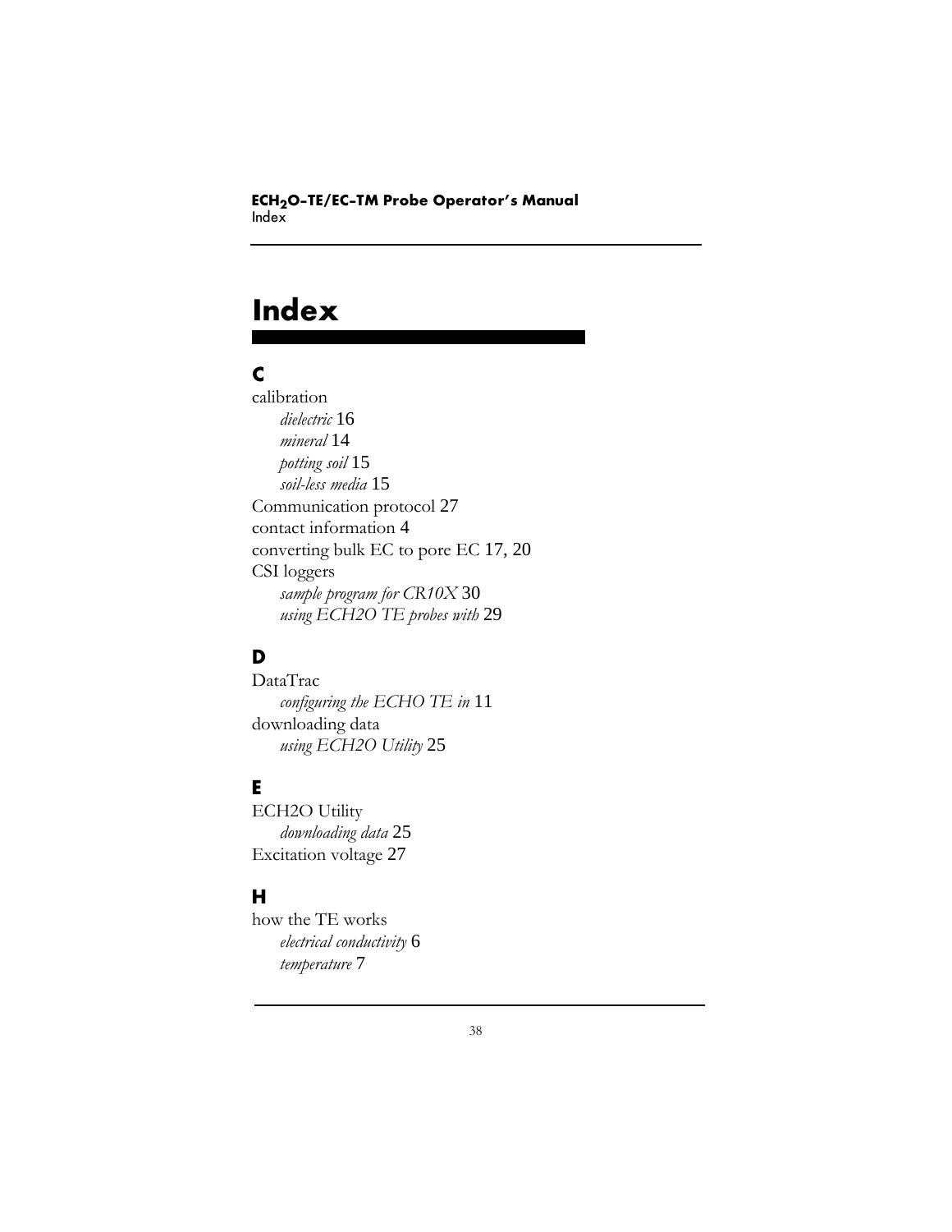# Index

## C

calibration
- *dielectric* 16
- *mineral* 14
- *potting soil* 15
- *soil-less media* 15

Communication protocol 27

contact information 4

converting bulk EC to pore EC 17, 20

CSI loggers
- *sample program for CR10X* 30
- *using ECH2O TE probes with* 29

## D

DataTrac
- *configuring the ECHO TE in* 11

downloading data
- *using ECH2O Utility* 25

## E

ECH2O Utility
- *downloading data* 25

Excitation voltage 27

## H

how the TE works
- *electrical conductivity* 6
- *temperature* 7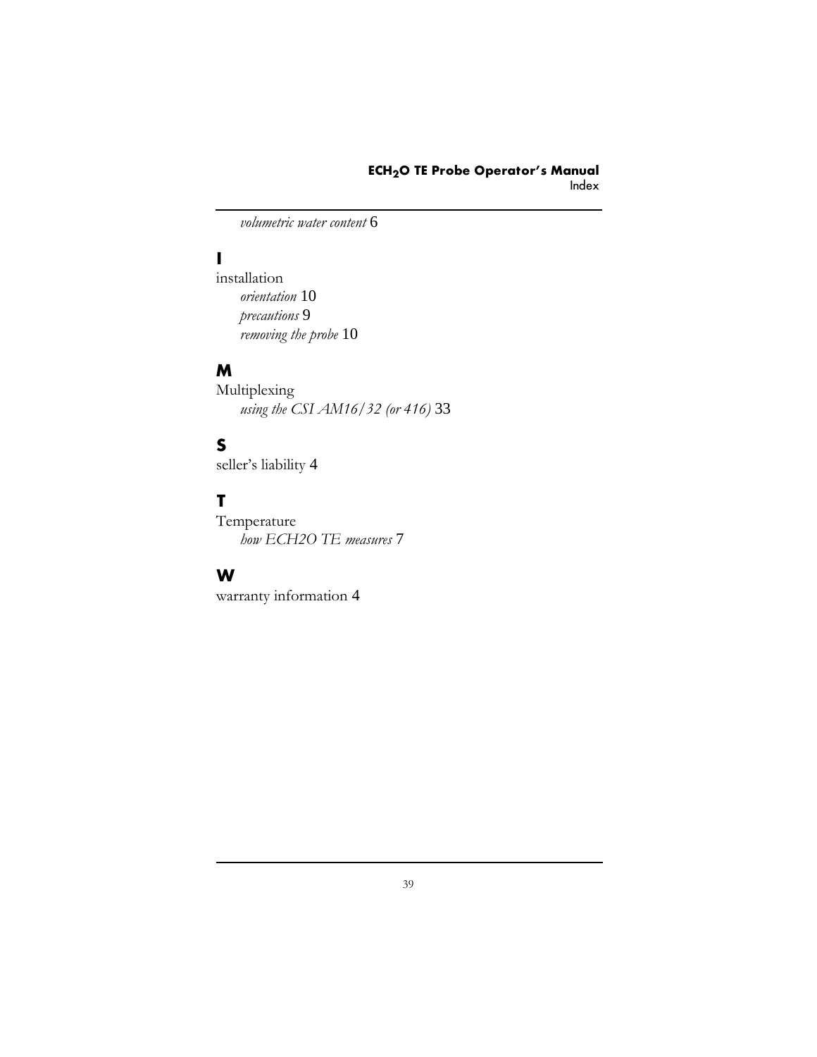*volumetric water content* 6

## I

installation

*orientation* 10

*precautions* 9

*removing the probe* 10

## M

Multiplexing

*using the CSI AM16/32 (or 416)* 33

## S

seller's liability 4

## T

Temperature

*how ECH2O TE measures* 7

## W

warranty information 4